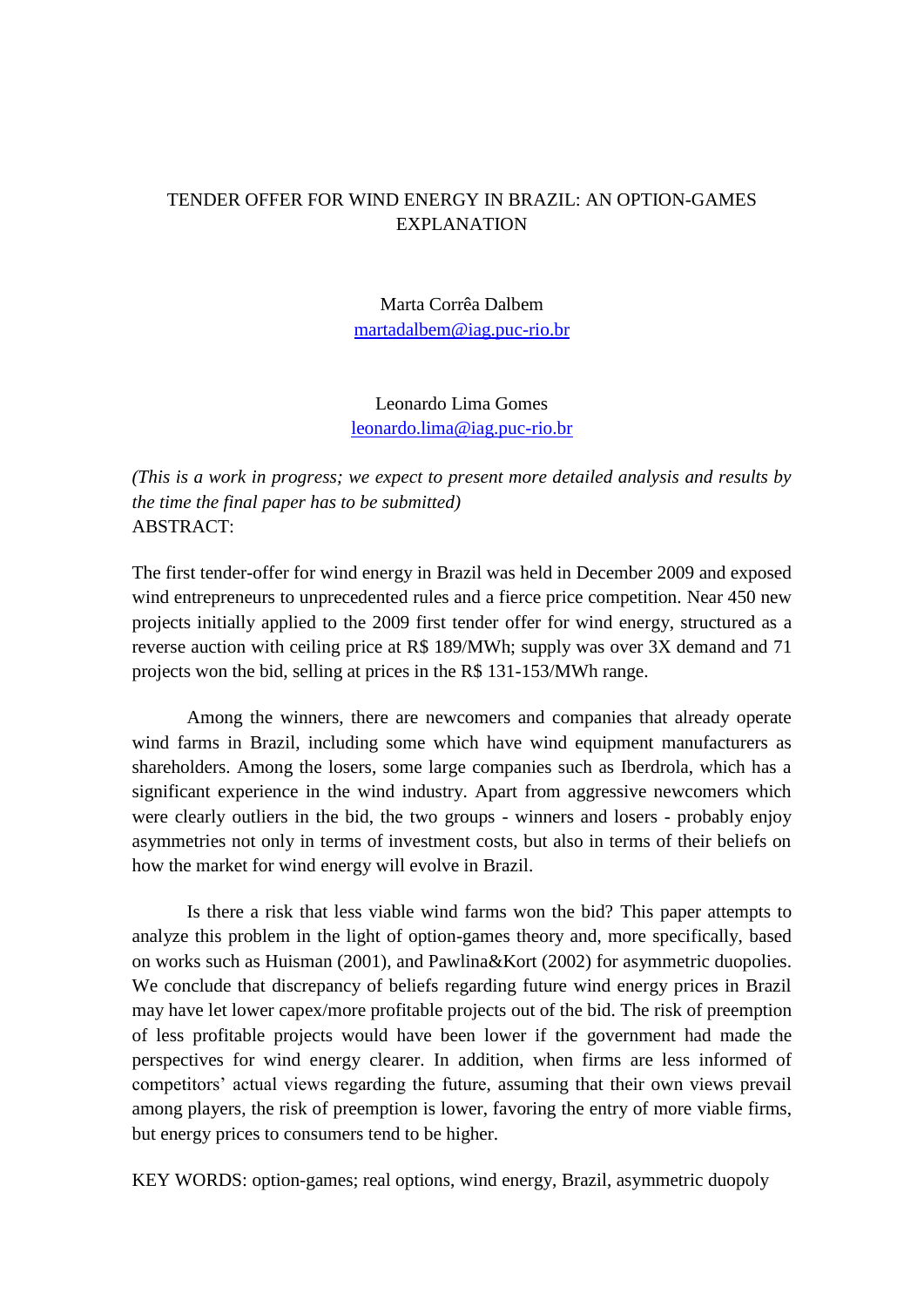# TENDER OFFER FOR WIND ENERGY IN BRAZIL: AN OPTION-GAMES EXPLANATION

Marta Corrêa Dalbem
martadalbem@iag.puc-rio.br

Leonardo Lima Gomes
leonardo.lima@iag.puc-rio.br

*(This is a work in progress; we expect to present more detailed analysis and results by the time the final paper has to be submitted)*

ABSTRACT:

The first tender-offer for wind energy in Brazil was held in December 2009 and exposed wind entrepreneurs to unprecedented rules and a fierce price competition. Near 450 new projects initially applied to the 2009 first tender offer for wind energy, structured as a reverse auction with ceiling price at R$ 189/MWh; supply was over 3X demand and 71 projects won the bid, selling at prices in the R$ 131-153/MWh range.

Among the winners, there are newcomers and companies that already operate wind farms in Brazil, including some which have wind equipment manufacturers as shareholders. Among the losers, some large companies such as Iberdrola, which has a significant experience in the wind industry. Apart from aggressive newcomers which were clearly outliers in the bid, the two groups - winners and losers - probably enjoy asymmetries not only in terms of investment costs, but also in terms of their beliefs on how the market for wind energy will evolve in Brazil.

Is there a risk that less viable wind farms won the bid? This paper attempts to analyze this problem in the light of option-games theory and, more specifically, based on works such as Huisman (2001), and Pawlina&Kort (2002) for asymmetric duopolies. We conclude that discrepancy of beliefs regarding future wind energy prices in Brazil may have let lower capex/more profitable projects out of the bid. The risk of preemption of less profitable projects would have been lower if the government had made the perspectives for wind energy clearer. In addition, when firms are less informed of competitors' actual views regarding the future, assuming that their own views prevail among players, the risk of preemption is lower, favoring the entry of more viable firms, but energy prices to consumers tend to be higher.

KEY WORDS: option-games; real options, wind energy, Brazil, asymmetric duopoly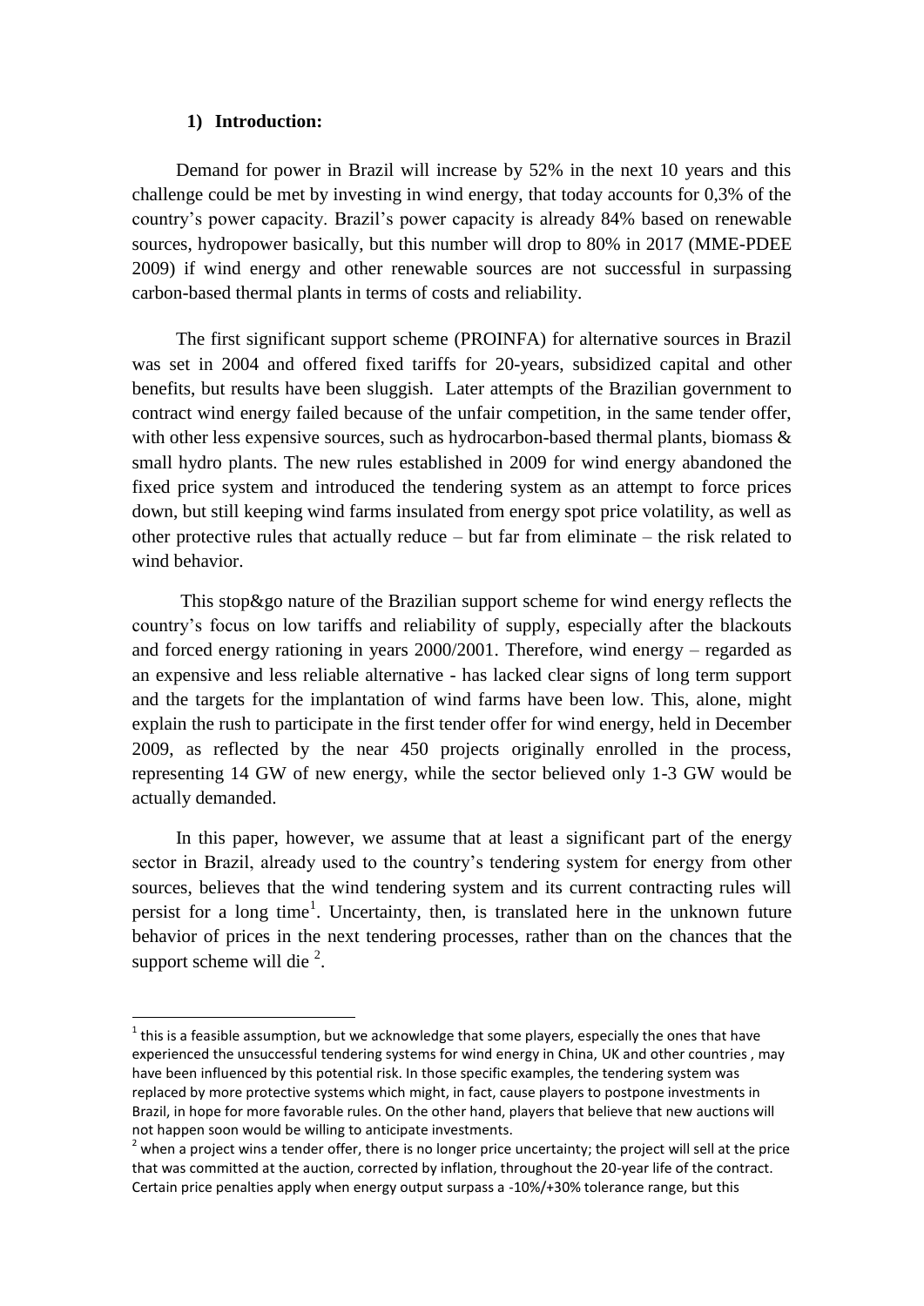## 1) Introduction:

Demand for power in Brazil will increase by 52% in the next 10 years and this challenge could be met by investing in wind energy, that today accounts for 0,3% of the country's power capacity. Brazil's power capacity is already 84% based on renewable sources, hydropower basically, but this number will drop to 80% in 2017 (MME-PDEE 2009) if wind energy and other renewable sources are not successful in surpassing carbon-based thermal plants in terms of costs and reliability.

The first significant support scheme (PROINFA) for alternative sources in Brazil was set in 2004 and offered fixed tariffs for 20-years, subsidized capital and other benefits, but results have been sluggish. Later attempts of the Brazilian government to contract wind energy failed because of the unfair competition, in the same tender offer, with other less expensive sources, such as hydrocarbon-based thermal plants, biomass & small hydro plants. The new rules established in 2009 for wind energy abandoned the fixed price system and introduced the tendering system as an attempt to force prices down, but still keeping wind farms insulated from energy spot price volatility, as well as other protective rules that actually reduce – but far from eliminate – the risk related to wind behavior.

This stop&go nature of the Brazilian support scheme for wind energy reflects the country's focus on low tariffs and reliability of supply, especially after the blackouts and forced energy rationing in years 2000/2001. Therefore, wind energy – regarded as an expensive and less reliable alternative - has lacked clear signs of long term support and the targets for the implantation of wind farms have been low. This, alone, might explain the rush to participate in the first tender offer for wind energy, held in December 2009, as reflected by the near 450 projects originally enrolled in the process, representing 14 GW of new energy, while the sector believed only 1-3 GW would be actually demanded.

In this paper, however, we assume that at least a significant part of the energy sector in Brazil, already used to the country's tendering system for energy from other sources, believes that the wind tendering system and its current contracting rules will persist for a long time[1]. Uncertainty, then, is translated here in the unknown future behavior of prices in the next tendering processes, rather than on the chances that the support scheme will die [2].

---

[1] this is a feasible assumption, but we acknowledge that some players, especially the ones that have experienced the unsuccessful tendering systems for wind energy in China, UK and other countries , may have been influenced by this potential risk. In those specific examples, the tendering system was replaced by more protective systems which might, in fact, cause players to postpone investments in Brazil, in hope for more favorable rules. On the other hand, players that believe that new auctions will not happen soon would be willing to anticipate investments.

[2] when a project wins a tender offer, there is no longer price uncertainty; the project will sell at the price that was committed at the auction, corrected by inflation, throughout the 20-year life of the contract. Certain price penalties apply when energy output surpass a -10%/+30% tolerance range, but this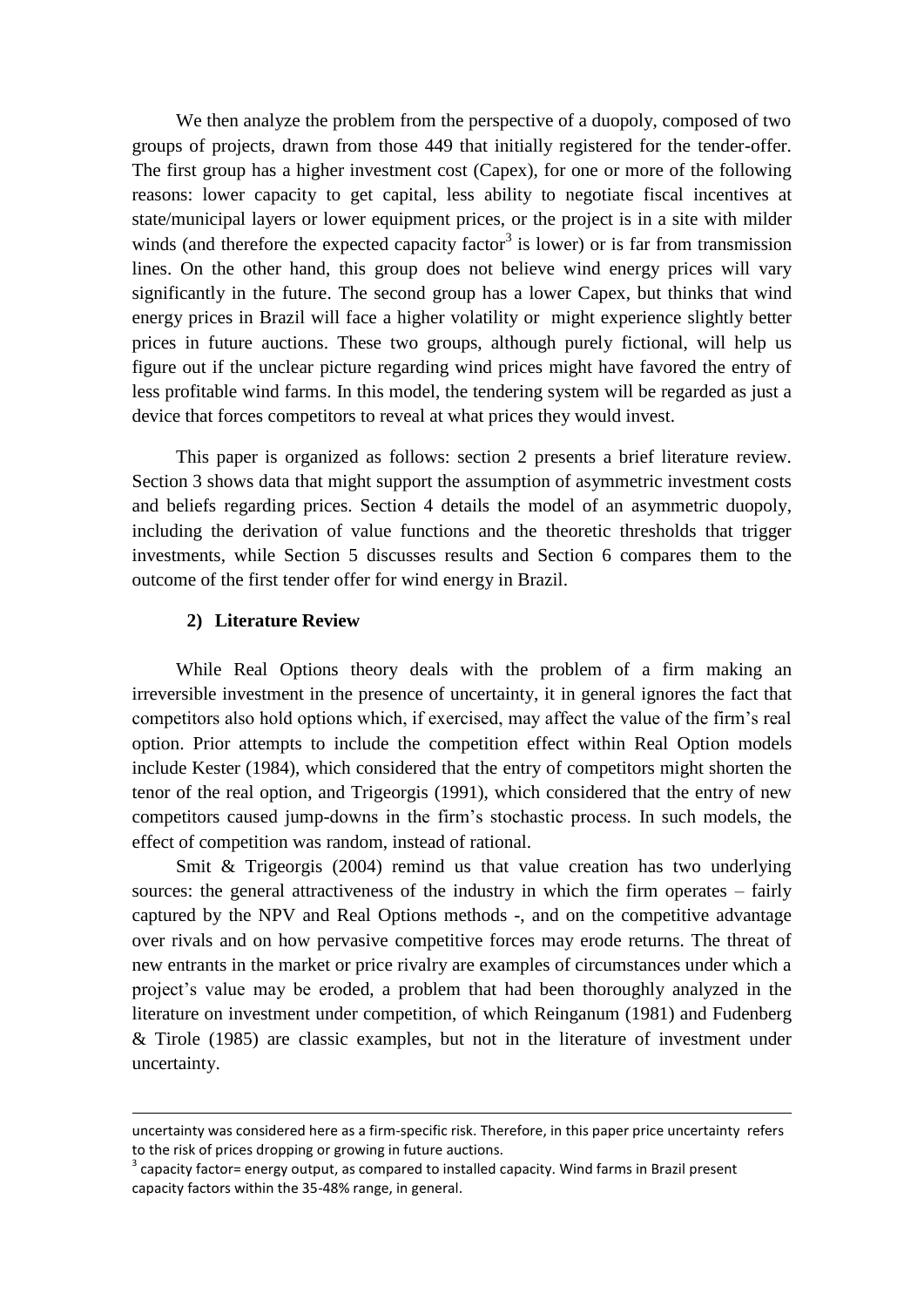We then analyze the problem from the perspective of a duopoly, composed of two groups of projects, drawn from those 449 that initially registered for the tender-offer. The first group has a higher investment cost (Capex), for one or more of the following reasons: lower capacity to get capital, less ability to negotiate fiscal incentives at state/municipal layers or lower equipment prices, or the project is in a site with milder winds (and therefore the expected capacity factor[3] is lower) or is far from transmission lines. On the other hand, this group does not believe wind energy prices will vary significantly in the future. The second group has a lower Capex, but thinks that wind energy prices in Brazil will face a higher volatility or might experience slightly better prices in future auctions. These two groups, although purely fictional, will help us figure out if the unclear picture regarding wind prices might have favored the entry of less profitable wind farms. In this model, the tendering system will be regarded as just a device that forces competitors to reveal at what prices they would invest.

This paper is organized as follows: section 2 presents a brief literature review. Section 3 shows data that might support the assumption of asymmetric investment costs and beliefs regarding prices. Section 4 details the model of an asymmetric duopoly, including the derivation of value functions and the theoretic thresholds that trigger investments, while Section 5 discusses results and Section 6 compares them to the outcome of the first tender offer for wind energy in Brazil.

## 2) Literature Review

While Real Options theory deals with the problem of a firm making an irreversible investment in the presence of uncertainty, it in general ignores the fact that competitors also hold options which, if exercised, may affect the value of the firm's real option. Prior attempts to include the competition effect within Real Option models include Kester (1984), which considered that the entry of competitors might shorten the tenor of the real option, and Trigeorgis (1991), which considered that the entry of new competitors caused jump-downs in the firm's stochastic process. In such models, the effect of competition was random, instead of rational.

Smit & Trigeorgis (2004) remind us that value creation has two underlying sources: the general attractiveness of the industry in which the firm operates – fairly captured by the NPV and Real Options methods -, and on the competitive advantage over rivals and on how pervasive competitive forces may erode returns. The threat of new entrants in the market or price rivalry are examples of circumstances under which a project's value may be eroded, a problem that had been thoroughly analyzed in the literature on investment under competition, of which Reinganum (1981) and Fudenberg & Tirole (1985) are classic examples, but not in the literature of investment under uncertainty.

---

uncertainty was considered here as a firm-specific risk. Therefore, in this paper price uncertainty refers to the risk of prices dropping or growing in future auctions.

[3] capacity factor= energy output, as compared to installed capacity. Wind farms in Brazil present capacity factors within the 35-48% range, in general.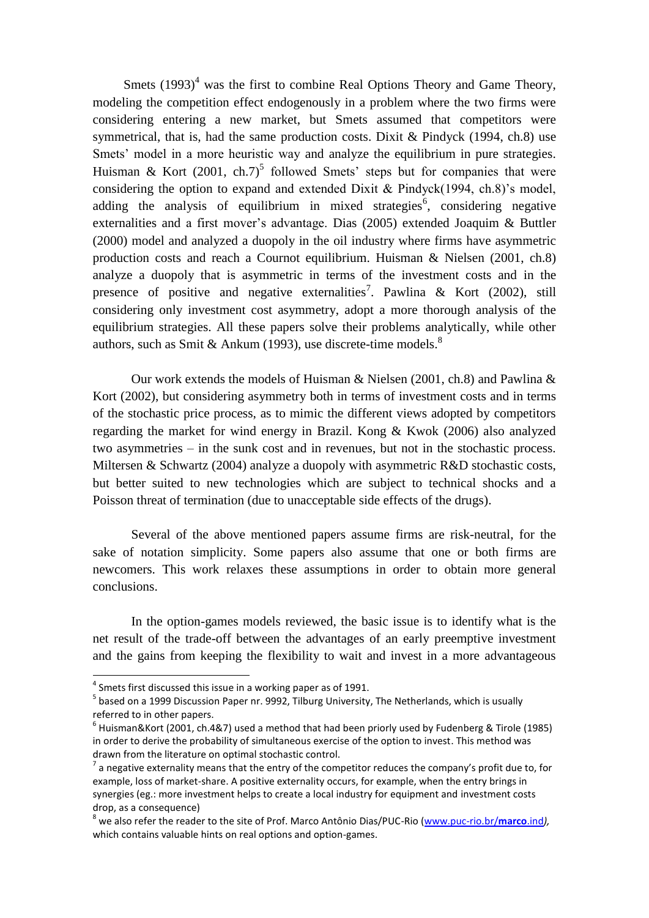Smets (1993)[4] was the first to combine Real Options Theory and Game Theory, modeling the competition effect endogenously in a problem where the two firms were considering entering a new market, but Smets assumed that competitors were symmetrical, that is, had the same production costs. Dixit & Pindyck (1994, ch.8) use Smets' model in a more heuristic way and analyze the equilibrium in pure strategies. Huisman & Kort (2001, ch.7)[5] followed Smets' steps but for companies that were considering the option to expand and extended Dixit & Pindyck(1994, ch.8)'s model, adding the analysis of equilibrium in mixed strategies[6], considering negative externalities and a first mover's advantage. Dias (2005) extended Joaquim & Buttler (2000) model and analyzed a duopoly in the oil industry where firms have asymmetric production costs and reach a Cournot equilibrium. Huisman & Nielsen (2001, ch.8) analyze a duopoly that is asymmetric in terms of the investment costs and in the presence of positive and negative externalities[7]. Pawlina & Kort (2002), still considering only investment cost asymmetry, adopt a more thorough analysis of the equilibrium strategies. All these papers solve their problems analytically, while other authors, such as Smit & Ankum (1993), use discrete-time models.[8]

Our work extends the models of Huisman & Nielsen (2001, ch.8) and Pawlina & Kort (2002), but considering asymmetry both in terms of investment costs and in terms of the stochastic price process, as to mimic the different views adopted by competitors regarding the market for wind energy in Brazil. Kong & Kwok (2006) also analyzed two asymmetries – in the sunk cost and in revenues, but not in the stochastic process. Miltersen & Schwartz (2004) analyze a duopoly with asymmetric R&D stochastic costs, but better suited to new technologies which are subject to technical shocks and a Poisson threat of termination (due to unacceptable side effects of the drugs).

Several of the above mentioned papers assume firms are risk-neutral, for the sake of notation simplicity. Some papers also assume that one or both firms are newcomers. This work relaxes these assumptions in order to obtain more general conclusions.

In the option-games models reviewed, the basic issue is to identify what is the net result of the trade-off between the advantages of an early preemptive investment and the gains from keeping the flexibility to wait and invest in a more advantageous

---

[4] Smets first discussed this issue in a working paper as of 1991.

[5] based on a 1999 Discussion Paper nr. 9992, Tilburg University, The Netherlands, which is usually referred to in other papers.

[6] Huisman&Kort (2001, ch.4&7) used a method that had been priorly used by Fudenberg & Tirole (1985) in order to derive the probability of simultaneous exercise of the option to invest. This method was drawn from the literature on optimal stochastic control.

[7] a negative externality means that the entry of the competitor reduces the company's profit due to, for example, loss of market-share. A positive externality occurs, for example, when the entry brings in synergies (eg.: more investment helps to create a local industry for equipment and investment costs drop, as a consequence)

[8] we also refer the reader to the site of Prof. Marco Antônio Dias/PUC-Rio (www.puc-rio.br/**marco**.ind), which contains valuable hints on real options and option-games.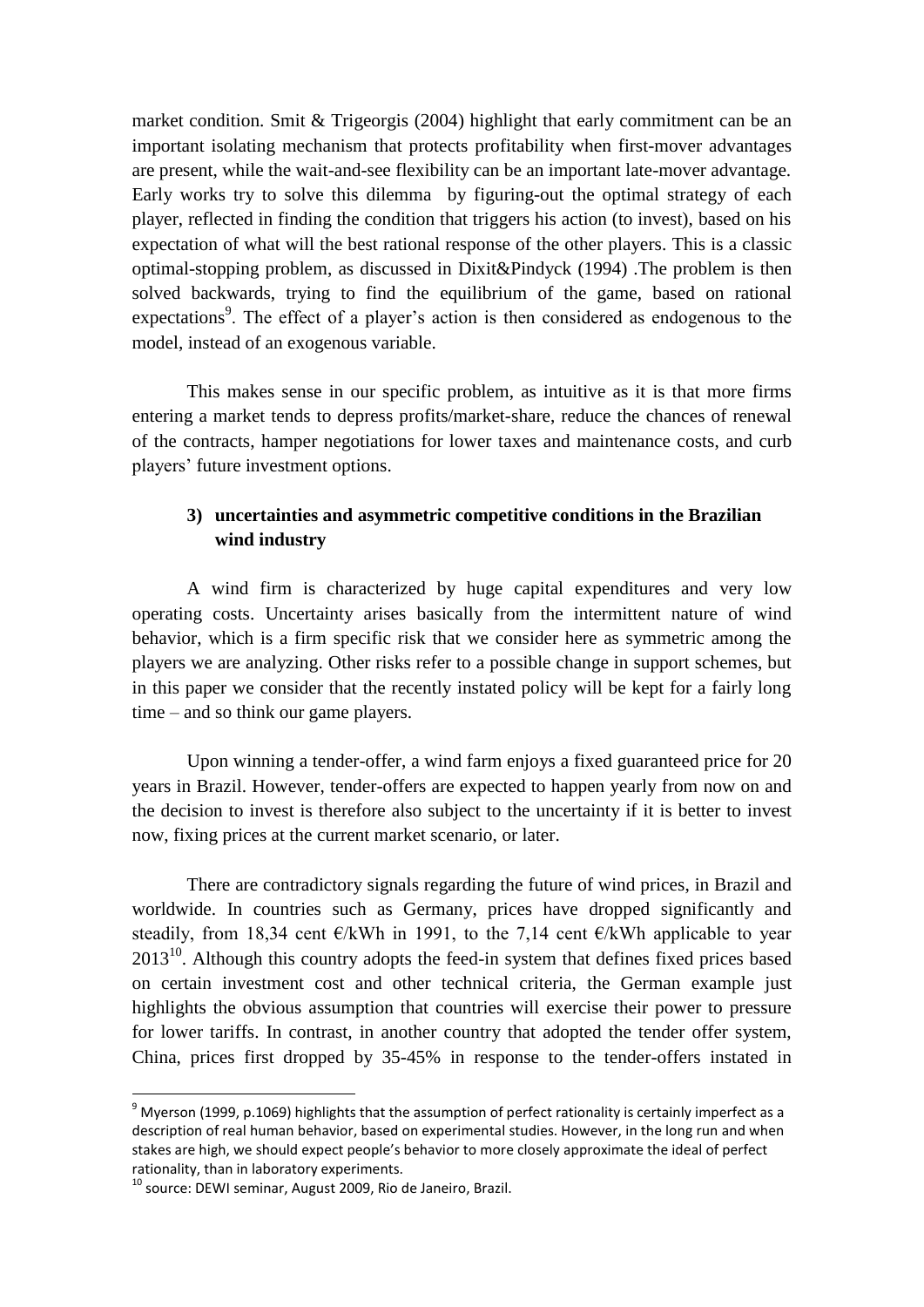market condition. Smit & Trigeorgis (2004) highlight that early commitment can be an important isolating mechanism that protects profitability when first-mover advantages are present, while the wait-and-see flexibility can be an important late-mover advantage. Early works try to solve this dilemma by figuring-out the optimal strategy of each player, reflected in finding the condition that triggers his action (to invest), based on his expectation of what will the best rational response of the other players. This is a classic optimal-stopping problem, as discussed in Dixit&Pindyck (1994) .The problem is then solved backwards, trying to find the equilibrium of the game, based on rational expectations[9]. The effect of a player's action is then considered as endogenous to the model, instead of an exogenous variable.

This makes sense in our specific problem, as intuitive as it is that more firms entering a market tends to depress profits/market-share, reduce the chances of renewal of the contracts, hamper negotiations for lower taxes and maintenance costs, and curb players' future investment options.

### 3) uncertainties and asymmetric competitive conditions in the Brazilian wind industry

A wind firm is characterized by huge capital expenditures and very low operating costs. Uncertainty arises basically from the intermittent nature of wind behavior, which is a firm specific risk that we consider here as symmetric among the players we are analyzing. Other risks refer to a possible change in support schemes, but in this paper we consider that the recently instated policy will be kept for a fairly long time – and so think our game players.

Upon winning a tender-offer, a wind farm enjoys a fixed guaranteed price for 20 years in Brazil. However, tender-offers are expected to happen yearly from now on and the decision to invest is therefore also subject to the uncertainty if it is better to invest now, fixing prices at the current market scenario, or later.

There are contradictory signals regarding the future of wind prices, in Brazil and worldwide. In countries such as Germany, prices have dropped significantly and steadily, from 18,34 cent €/kWh in 1991, to the 7,14 cent €/kWh applicable to year 2013[10]. Although this country adopts the feed-in system that defines fixed prices based on certain investment cost and other technical criteria, the German example just highlights the obvious assumption that countries will exercise their power to pressure for lower tariffs. In contrast, in another country that adopted the tender offer system, China, prices first dropped by 35-45% in response to the tender-offers instated in

---

[9] Myerson (1999, p.1069) highlights that the assumption of perfect rationality is certainly imperfect as a description of real human behavior, based on experimental studies. However, in the long run and when stakes are high, we should expect people's behavior to more closely approximate the ideal of perfect rationality, than in laboratory experiments.

[10] source: DEWI seminar, August 2009, Rio de Janeiro, Brazil.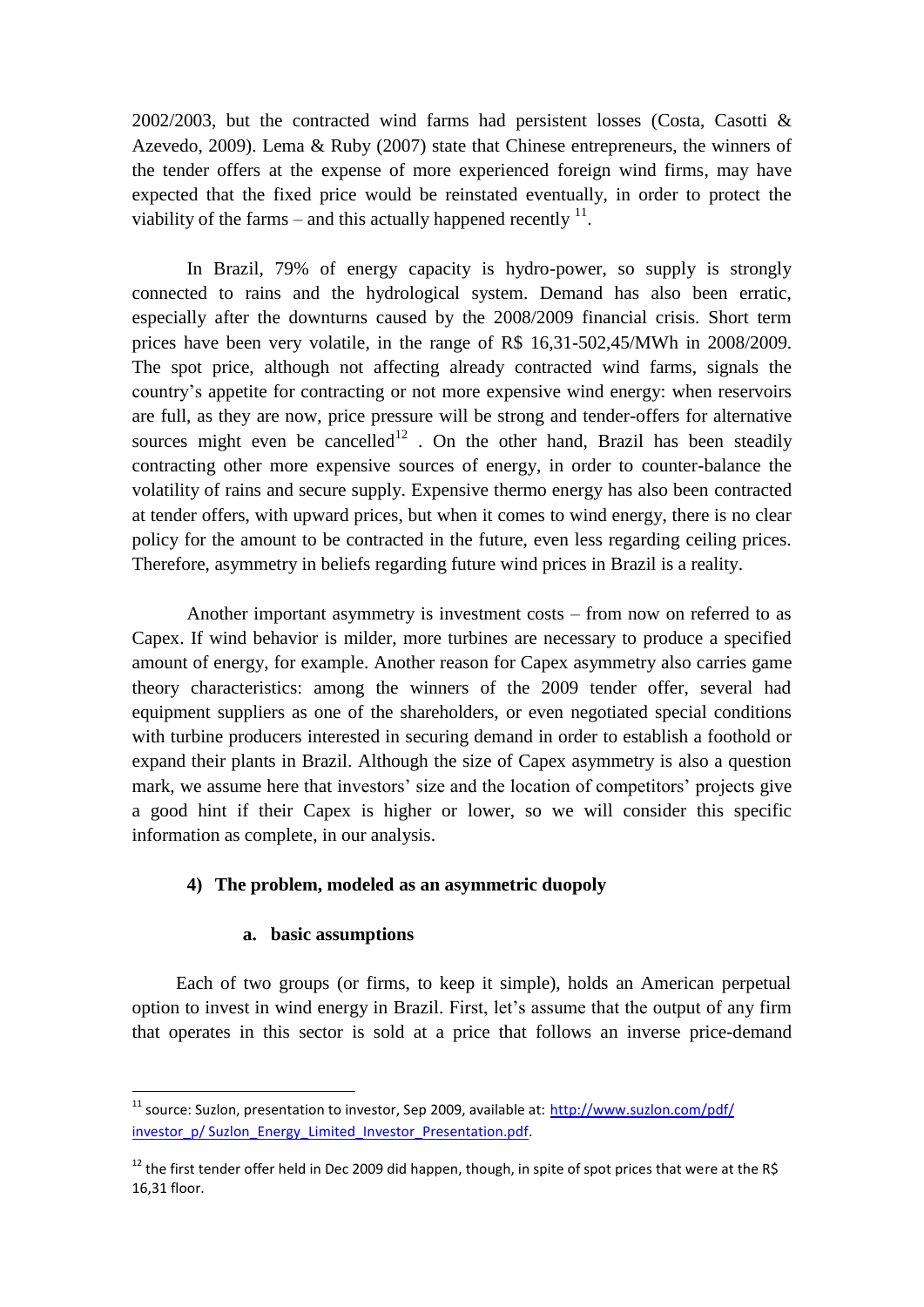2002/2003, but the contracted wind farms had persistent losses (Costa, Casotti & Azevedo, 2009). Lema & Ruby (2007) state that Chinese entrepreneurs, the winners of the tender offers at the expense of more experienced foreign wind firms, may have expected that the fixed price would be reinstated eventually, in order to protect the viability of the farms – and this actually happened recently [11].

In Brazil, 79% of energy capacity is hydro-power, so supply is strongly connected to rains and the hydrological system. Demand has also been erratic, especially after the downturns caused by the 2008/2009 financial crisis. Short term prices have been very volatile, in the range of R$ 16,31-502,45/MWh in 2008/2009. The spot price, although not affecting already contracted wind farms, signals the country's appetite for contracting or not more expensive wind energy: when reservoirs are full, as they are now, price pressure will be strong and tender-offers for alternative sources might even be cancelled[12] . On the other hand, Brazil has been steadily contracting other more expensive sources of energy, in order to counter-balance the volatility of rains and secure supply. Expensive thermo energy has also been contracted at tender offers, with upward prices, but when it comes to wind energy, there is no clear policy for the amount to be contracted in the future, even less regarding ceiling prices. Therefore, asymmetry in beliefs regarding future wind prices in Brazil is a reality.

Another important asymmetry is investment costs – from now on referred to as Capex. If wind behavior is milder, more turbines are necessary to produce a specified amount of energy, for example. Another reason for Capex asymmetry also carries game theory characteristics: among the winners of the 2009 tender offer, several had equipment suppliers as one of the shareholders, or even negotiated special conditions with turbine producers interested in securing demand in order to establish a foothold or expand their plants in Brazil. Although the size of Capex asymmetry is also a question mark, we assume here that investors' size and the location of competitors' projects give a good hint if their Capex is higher or lower, so we will consider this specific information as complete, in our analysis.

## 4) The problem, modeled as an asymmetric duopoly

### a. basic assumptions

Each of two groups (or firms, to keep it simple), holds an American perpetual option to invest in wind energy in Brazil. First, let's assume that the output of any firm that operates in this sector is sold at a price that follows an inverse price-demand

[11] source: Suzlon, presentation to investor, Sep 2009, available at: http://www.suzlon.com/pdf/investor_p/ Suzlon_Energy_Limited_Investor_Presentation.pdf.

[12] the first tender offer held in Dec 2009 did happen, though, in spite of spot prices that were at the R$ 16,31 floor.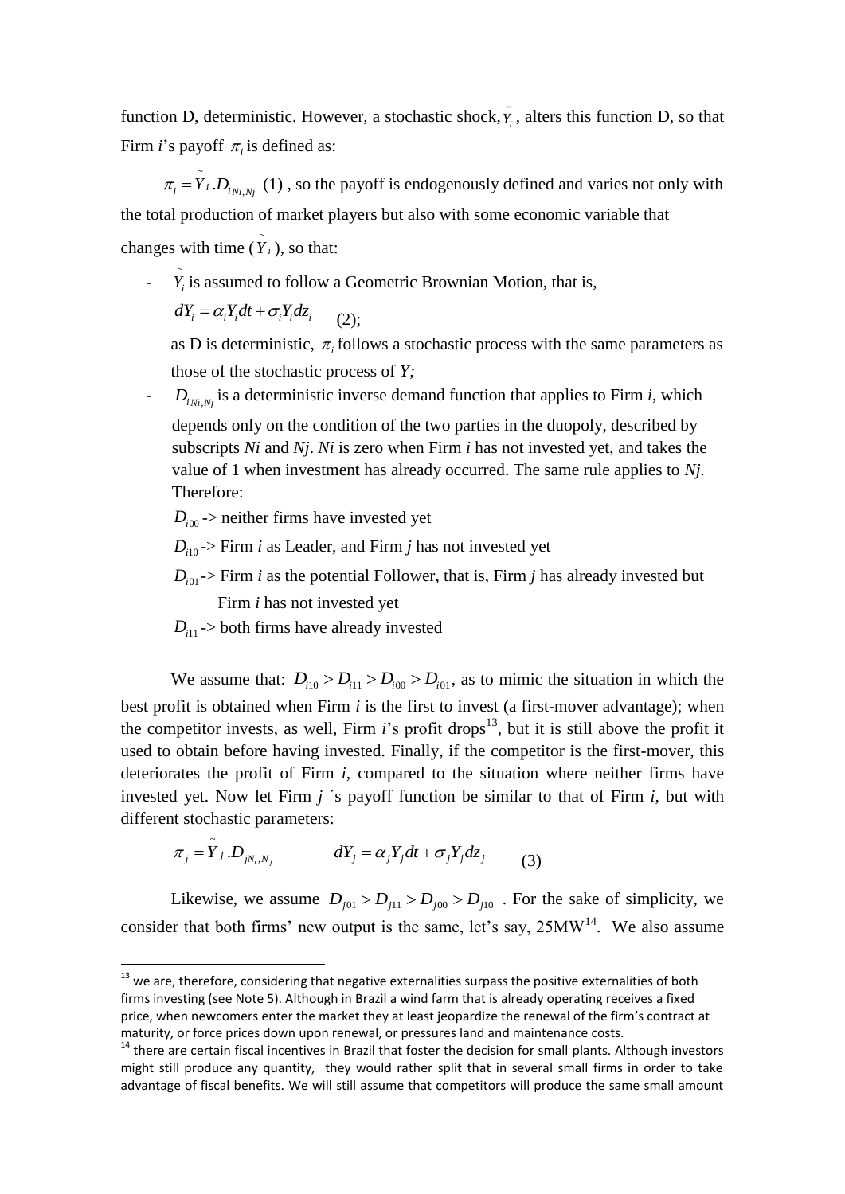function D, deterministic. However, a stochastic shock, $\tilde{Y}_i$, alters this function D, so that Firm *i*'s payoff $\pi_i$ is defined as:

$\pi_i = \tilde{Y}_i . D_{i\,Ni,Nj}$ (1) , so the payoff is endogenously defined and varies not only with the total production of market players but also with some economic variable that changes with time ($\tilde{Y}_i$), so that:

- $\tilde{Y}_i$ is assumed to follow a Geometric Brownian Motion, that is,

  $dY_i = \alpha_i Y_i dt + \sigma_i Y_i dz_i$ (2);

  as D is deterministic, $\pi_i$ follows a stochastic process with the same parameters as those of the stochastic process of *Y;*
- $D_{i\,Ni,Nj}$ is a deterministic inverse demand function that applies to Firm *i*, which depends only on the condition of the two parties in the duopoly, described by subscripts *Ni* and *Nj*. *Ni* is zero when Firm *i* has not invested yet, and takes the value of 1 when investment has already occurred. The same rule applies to *Nj*. Therefore:

  $D_{i00}$ -> neither firms have invested yet

  $D_{i10}$ -> Firm *i* as Leader, and Firm *j* has not invested yet

  $D_{i01}$ -> Firm *i* as the potential Follower, that is, Firm *j* has already invested but Firm *i* has not invested yet

  $D_{i11}$ -> both firms have already invested

We assume that: $D_{i10} > D_{i11} > D_{i00} > D_{i01}$, as to mimic the situation in which the best profit is obtained when Firm *i* is the first to invest (a first-mover advantage); when the competitor invests, as well, Firm *i*'s profit drops[13], but it is still above the profit it used to obtain before having invested. Finally, if the competitor is the first-mover, this deteriorates the profit of Firm *i*, compared to the situation where neither firms have invested yet. Now let Firm *j* ´s payoff function be similar to that of Firm *i*, but with different stochastic parameters:

$$\pi_j = \tilde{Y}_j . D_{jN_i,N_j} \qquad dY_j = \alpha_j Y_j dt + \sigma_j Y_j dz_j \qquad (3)$$

Likewise, we assume $D_{j01} > D_{j11} > D_{j00} > D_{j10}$ . For the sake of simplicity, we consider that both firms' new output is the same, let's say, 25MW[14]. We also assume

[13] we are, therefore, considering that negative externalities surpass the positive externalities of both firms investing (see Note 5). Although in Brazil a wind farm that is already operating receives a fixed price, when newcomers enter the market they at least jeopardize the renewal of the firm's contract at maturity, or force prices down upon renewal, or pressures land and maintenance costs.

[14] there are certain fiscal incentives in Brazil that foster the decision for small plants. Although investors might still produce any quantity, they would rather split that in several small firms in order to take advantage of fiscal benefits. We will still assume that competitors will produce the same small amount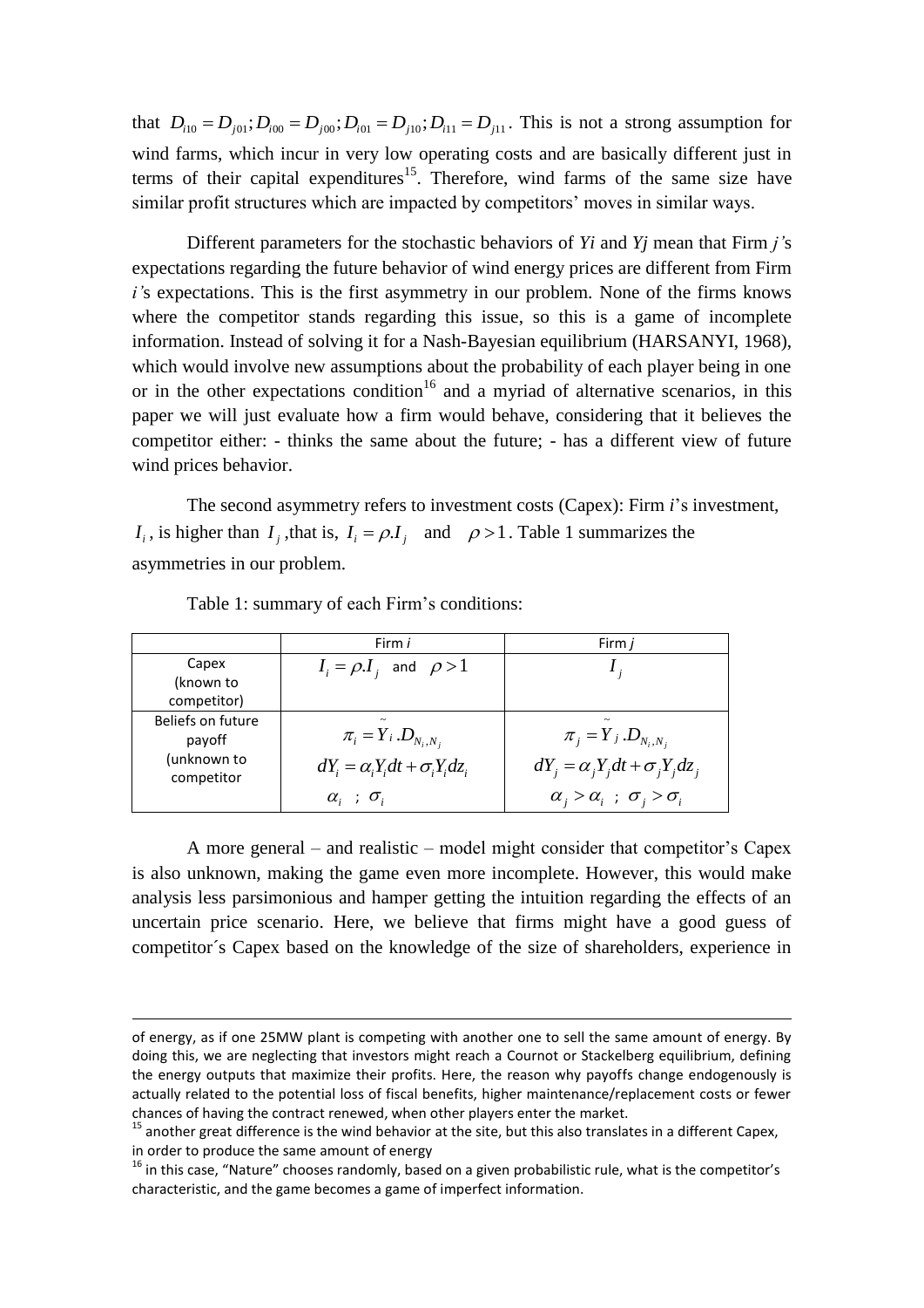that $D_{i10} = D_{j01}; D_{i00} = D_{j00}; D_{i01} = D_{j10}; D_{i11} = D_{j11}$. This is not a strong assumption for wind farms, which incur in very low operating costs and are basically different just in terms of their capital expenditures[15]. Therefore, wind farms of the same size have similar profit structures which are impacted by competitors' moves in similar ways.

Different parameters for the stochastic behaviors of *Yi* and *Yj* mean that Firm *j'*s expectations regarding the future behavior of wind energy prices are different from Firm *i'*s expectations. This is the first asymmetry in our problem. None of the firms knows where the competitor stands regarding this issue, so this is a game of incomplete information. Instead of solving it for a Nash-Bayesian equilibrium (HARSANYI, 1968), which would involve new assumptions about the probability of each player being in one or in the other expectations condition[16] and a myriad of alternative scenarios, in this paper we will just evaluate how a firm would behave, considering that it believes the competitor either: - thinks the same about the future; - has a different view of future wind prices behavior.

The second asymmetry refers to investment costs (Capex): Firm *i*'s investment, $I_i$, is higher than $I_j$, that is, $I_i = \rho . I_j$ and $\rho > 1$. Table 1 summarizes the asymmetries in our problem.

Table 1: summary of each Firm's conditions:

| | Firm *i* | Firm *j* |
|---|---|---|
| Capex (known to competitor) | $I_i = \rho . I_j$ and $\rho > 1$ | $I_j$ |
| Beliefs on future payoff (unknown to competitor | $\pi_i = \tilde{Y}_i . D_{N_i, N_j}$ <br> $dY_i = \alpha_i Y_i dt + \sigma_i Y_i dz_i$ <br> $\alpha_i$ ; $\sigma_i$ | $\pi_j = \tilde{Y}_j . D_{N_i, N_j}$ <br> $dY_j = \alpha_j Y_j dt + \sigma_j Y_j dz_j$ <br> $\alpha_j > \alpha_i$ ; $\sigma_j > \sigma_i$ |

A more general – and realistic – model might consider that competitor's Capex is also unknown, making the game even more incomplete. However, this would make analysis less parsimonious and hamper getting the intuition regarding the effects of an uncertain price scenario. Here, we believe that firms might have a good guess of competitor´s Capex based on the knowledge of the size of shareholders, experience in

---

of energy, as if one 25MW plant is competing with another one to sell the same amount of energy. By doing this, we are neglecting that investors might reach a Cournot or Stackelberg equilibrium, defining the energy outputs that maximize their profits. Here, the reason why payoffs change endogenously is actually related to the potential loss of fiscal benefits, higher maintenance/replacement costs or fewer chances of having the contract renewed, when other players enter the market.

[15] another great difference is the wind behavior at the site, but this also translates in a different Capex, in order to produce the same amount of energy

[16] in this case, "Nature" chooses randomly, based on a given probabilistic rule, what is the competitor's characteristic, and the game becomes a game of imperfect information.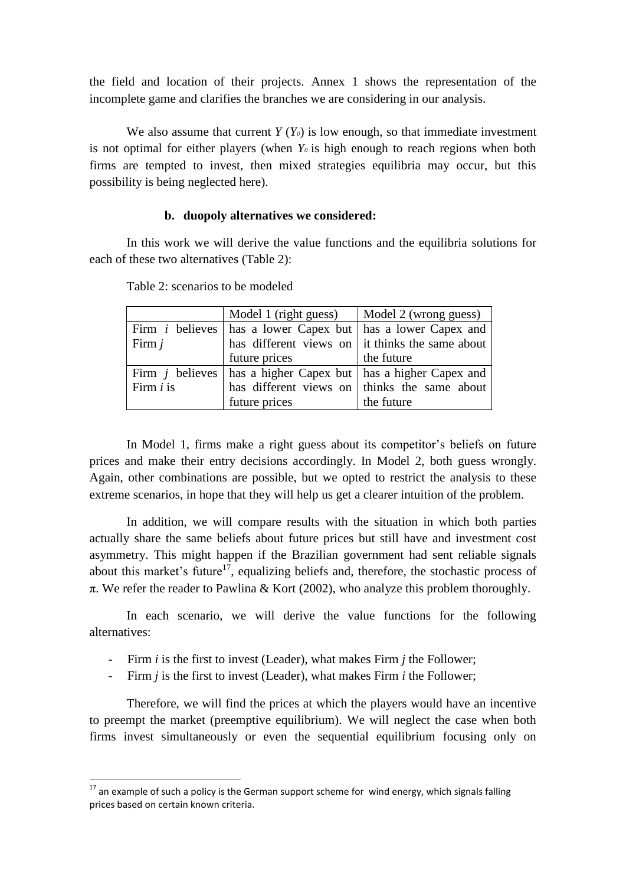the field and location of their projects. Annex 1 shows the representation of the incomplete game and clarifies the branches we are considering in our analysis.

We also assume that current $Y$ ($Y_0$) is low enough, so that immediate investment is not optimal for either players (when $Y_0$ is high enough to reach regions when both firms are tempted to invest, then mixed strategies equilibria may occur, but this possibility is being neglected here).

### b. duopoly alternatives we considered:

In this work we will derive the value functions and the equilibria solutions for each of these two alternatives (Table 2):

Table 2: scenarios to be modeled

| | Model 1 (right guess) | Model 2 (wrong guess) |
|---|---|---|
| Firm *i* believes Firm *j* | has a lower Capex but has different views on future prices | has a lower Capex and it thinks the same about the future |
| Firm *j* believes Firm *i* is | has a higher Capex but has different views on future prices | has a higher Capex and thinks the same about the future |

In Model 1, firms make a right guess about its competitor's beliefs on future prices and make their entry decisions accordingly. In Model 2, both guess wrongly. Again, other combinations are possible, but we opted to restrict the analysis to these extreme scenarios, in hope that they will help us get a clearer intuition of the problem.

In addition, we will compare results with the situation in which both parties actually share the same beliefs about future prices but still have and investment cost asymmetry. This might happen if the Brazilian government had sent reliable signals about this market's future[17], equalizing beliefs and, therefore, the stochastic process of $\pi$. We refer the reader to Pawlina & Kort (2002), who analyze this problem thoroughly.

In each scenario, we will derive the value functions for the following alternatives:

- Firm *i* is the first to invest (Leader), what makes Firm *j* the Follower;
- Firm *j* is the first to invest (Leader), what makes Firm *i* the Follower;

Therefore, we will find the prices at which the players would have an incentive to preempt the market (preemptive equilibrium). We will neglect the case when both firms invest simultaneously or even the sequential equilibrium focusing only on

[17] an example of such a policy is the German support scheme for wind energy, which signals falling prices based on certain known criteria.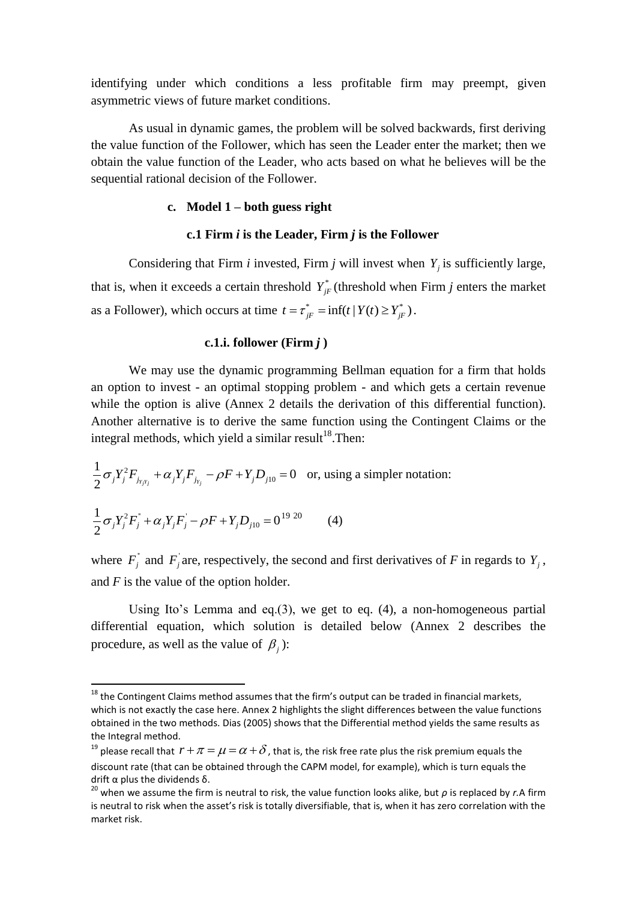identifying under which conditions a less profitable firm may preempt, given asymmetric views of future market conditions.

As usual in dynamic games, the problem will be solved backwards, first deriving the value function of the Follower, which has seen the Leader enter the market; then we obtain the value function of the Leader, who acts based on what he believes will be the sequential rational decision of the Follower.

### c. Model 1 – both guess right

#### c.1 Firm *i* is the Leader, Firm *j* is the Follower

Considering that Firm *i* invested, Firm *j* will invest when $Y_j$ is sufficiently large, that is, when it exceeds a certain threshold $Y_{jF}^*$ (threshold when Firm *j* enters the market as a Follower), which occurs at time $t = \tau_{jF}^* = \inf(t \mid Y(t) \geq Y_{jF}^*)$.

##### c.1.i. follower (Firm *j* )

We may use the dynamic programming Bellman equation for a firm that holds an option to invest - an optimal stopping problem - and which gets a certain revenue while the option is alive (Annex 2 details the derivation of this differential function). Another alternative is to derive the same function using the Contingent Claims or the integral methods, which yield a similar result[18].Then:

$$\frac{1}{2}\sigma_j Y_j^2 F_{j_{Y_j Y_j}} + \alpha_j Y_j F_{j_{Y_j}} - \rho F + Y_j D_{j10} = 0$$ or, using a simpler notation:

$$\frac{1}{2}\sigma_j Y_j^2 F_j^{"} + \alpha_j Y_j F_j^{'} - \rho F + Y_j D_{j10} = 0^{19\ 20} \qquad (4)$$

where $F_j^{"}$ and $F_j^{'}$ are, respectively, the second and first derivatives of *F* in regards to $Y_j$, and *F* is the value of the option holder.

Using Ito's Lemma and eq.(3), we get to eq. (4), a non-homogeneous partial differential equation, which solution is detailed below (Annex 2 describes the procedure, as well as the value of $\beta_j$):

---

[18] the Contingent Claims method assumes that the firm's output can be traded in financial markets, which is not exactly the case here. Annex 2 highlights the slight differences between the value functions obtained in the two methods. Dias (2005) shows that the Differential method yields the same results as the Integral method.

[19] please recall that $r + \pi = \mu = \alpha + \delta$, that is, the risk free rate plus the risk premium equals the discount rate (that can be obtained through the CAPM model, for example), which is turn equals the drift α plus the dividends δ.

[20] when we assume the firm is neutral to risk, the value function looks alike, but *ρ* is replaced by *r*.A firm is neutral to risk when the asset's risk is totally diversifiable, that is, when it has zero correlation with the market risk.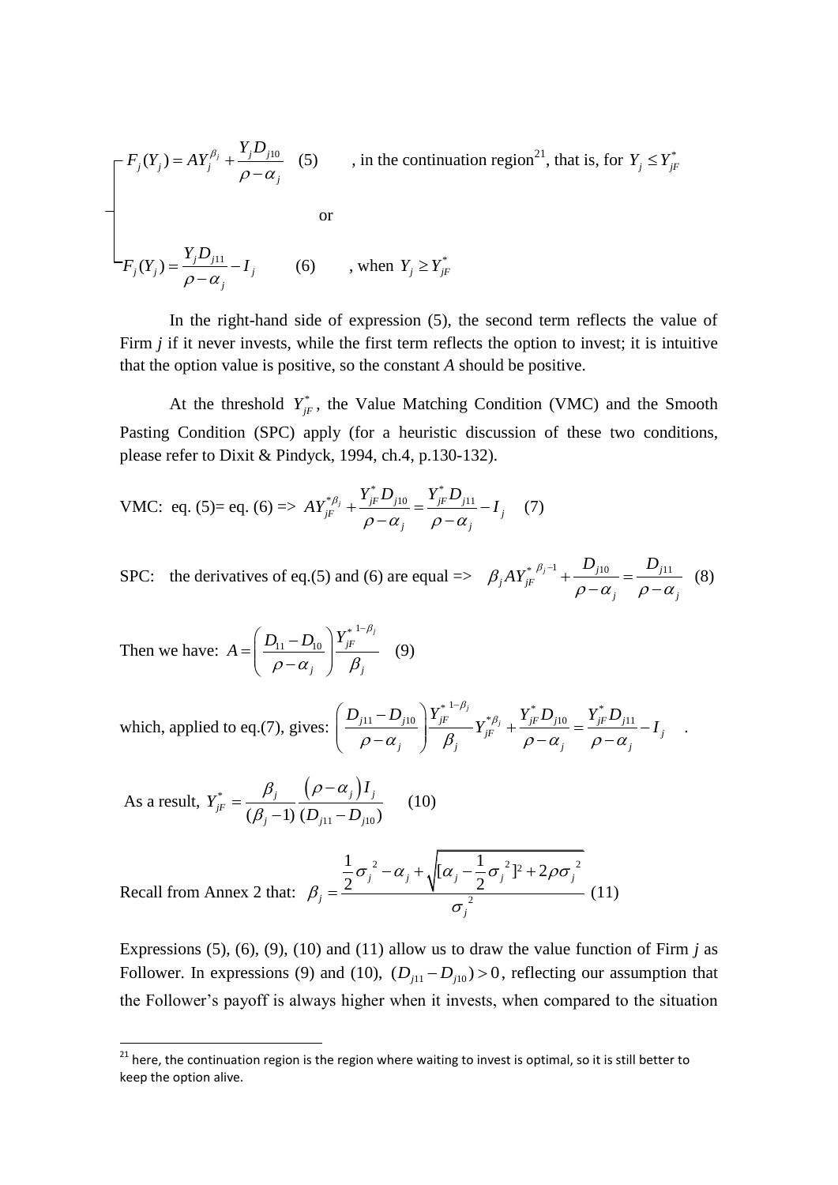$$F_j(Y_j) = AY_j^{\beta_j} + \frac{Y_j D_{j10}}{\rho - \alpha_j} \quad (5) \qquad \text{, in the continuation region[21], that is, for } Y_j \le Y_{jF}^*$$

or

$$F_j(Y_j) = \frac{Y_j D_{j11}}{\rho - \alpha_j} - I_j \qquad (6) \qquad \text{, when } Y_j \ge Y_{jF}^*$$

In the right-hand side of expression (5), the second term reflects the value of Firm *j* if it never invests, while the first term reflects the option to invest; it is intuitive that the option value is positive, so the constant *A* should be positive.

At the threshold $Y_{jF}^*$, the Value Matching Condition (VMC) and the Smooth Pasting Condition (SPC) apply (for a heuristic discussion of these two conditions, please refer to Dixit & Pindyck, 1994, ch.4, p.130-132).

VMC: eq. (5)= eq. (6) => $AY_{jF}^{*\beta_j} + \frac{Y_{jF}^* D_{j10}}{\rho - \alpha_j} = \frac{Y_{jF}^* D_{j11}}{\rho - \alpha_j} - I_j \quad (7)$

SPC: the derivatives of eq.(5) and (6) are equal => $\beta_j A Y_{jF}^{*\,\beta_j - 1} + \frac{D_{j10}}{\rho - \alpha_j} = \frac{D_{j11}}{\rho - \alpha_j} \quad (8)$

Then we have: $A = \left( \frac{D_{11} - D_{10}}{\rho - \alpha_j} \right) \frac{Y_{jF}^{*\,1-\beta_j}}{\beta_j} \quad (9)$

which, applied to eq.(7), gives: $\left( \frac{D_{j11} - D_{j10}}{\rho - \alpha_j} \right) \frac{Y_{jF}^{*\,1-\beta_j}}{\beta_j} Y_{jF}^{*\beta_j} + \frac{Y_{jF}^* D_{j10}}{\rho - \alpha_j} = \frac{Y_{jF}^* D_{j11}}{\rho - \alpha_j} - I_j$ .

As a result, $Y_{jF}^* = \frac{\beta_j}{(\beta_j - 1)} \frac{(\rho - \alpha_j) I_j}{(D_{j11} - D_{j10})} \quad (10)$

Recall from Annex 2 that: $\beta_j = \frac{\frac{1}{2}\sigma_j^{\,2} - \alpha_j + \sqrt{[\alpha_j - \frac{1}{2}\sigma_j^{\,2}]^2 + 2\rho\sigma_j^{\,2}}}{\sigma_j^{\,2}} \quad (11)$

Expressions (5), (6), (9), (10) and (11) allow us to draw the value function of Firm *j* as Follower. In expressions (9) and (10), $(D_{j11} - D_{j10}) > 0$, reflecting our assumption that the Follower's payoff is always higher when it invests, when compared to the situation

[21] here, the continuation region is the region where waiting to invest is optimal, so it is still better to keep the option alive.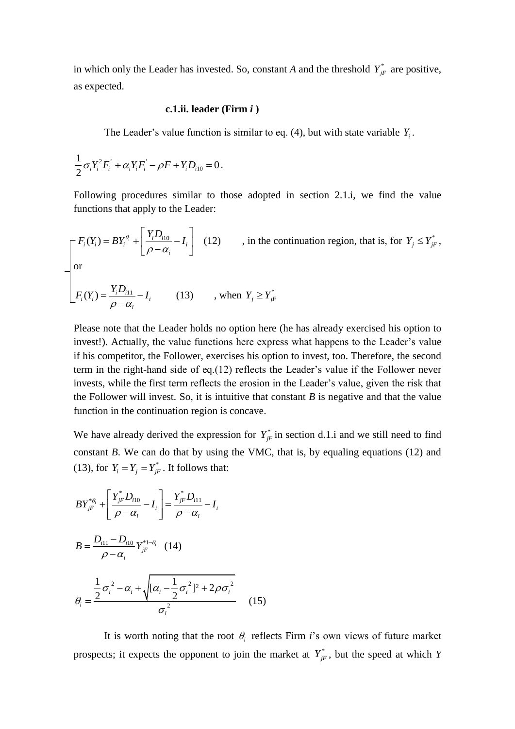in which only the Leader has invested. So, constant *A* and the threshold $Y_{jF}^{*}$ are positive, as expected.

### c.1.ii. leader (Firm *i* )

The Leader's value function is similar to eq. (4), but with state variable $Y_i$.

$$\frac{1}{2}\sigma_i Y_i^2 F_i^{''} + \alpha_i Y_i F_i^{'} - \rho F + Y_i D_{i10} = 0 .$$

Following procedures similar to those adopted in section 2.1.i, we find the value functions that apply to the Leader:

$$F_i(Y_i) = BY_i^{\theta_i} + \left[\frac{Y_i D_{i10}}{\rho - \alpha_i} - I_i\right] \quad (12) \qquad \text{, in the continuation region, that is, for } Y_j \le Y_{jF}^{*},$$

or

$$F_i(Y_i) = \frac{Y_i D_{i11}}{\rho - \alpha_i} - I_i \qquad (13) \qquad \text{, when } Y_j \ge Y_{jF}^{*}$$

Please note that the Leader holds no option here (he has already exercised his option to invest!). Actually, the value functions here express what happens to the Leader's value if his competitor, the Follower, exercises his option to invest, too. Therefore, the second term in the right-hand side of eq.(12) reflects the Leader's value if the Follower never invests, while the first term reflects the erosion in the Leader's value, given the risk that the Follower will invest. So, it is intuitive that constant *B* is negative and that the value function in the continuation region is concave.

We have already derived the expression for $Y_{jF}^{*}$ in section d.1.i and we still need to find constant *B*. We can do that by using the VMC, that is, by equaling equations (12) and (13), for $Y_i = Y_j = Y_{jF}^{*}$. It follows that:

$$BY_{jF}^{*\theta_i} + \left[\frac{Y_{jF}^{*} D_{i10}}{\rho - \alpha_i} - I_i\right] = \frac{Y_{jF}^{*} D_{i11}}{\rho - \alpha_i} - I_i$$

$$B = \frac{D_{i11} - D_{i10}}{\rho - \alpha_i} Y_{jF}^{*1-\theta_i} \quad (14)$$

$$\theta_i = \frac{\frac{1}{2}\sigma_i^{2} - \alpha_i + \sqrt{[\alpha_i - \frac{1}{2}\sigma_i^{2}]^2 + 2\rho\sigma_i^{2}}}{\sigma_i^{2}} \qquad (15)$$

It is worth noting that the root $\theta_i$ reflects Firm *i*'s own views of future market prospects; it expects the opponent to join the market at $Y_{jF}^{*}$, but the speed at which *Y*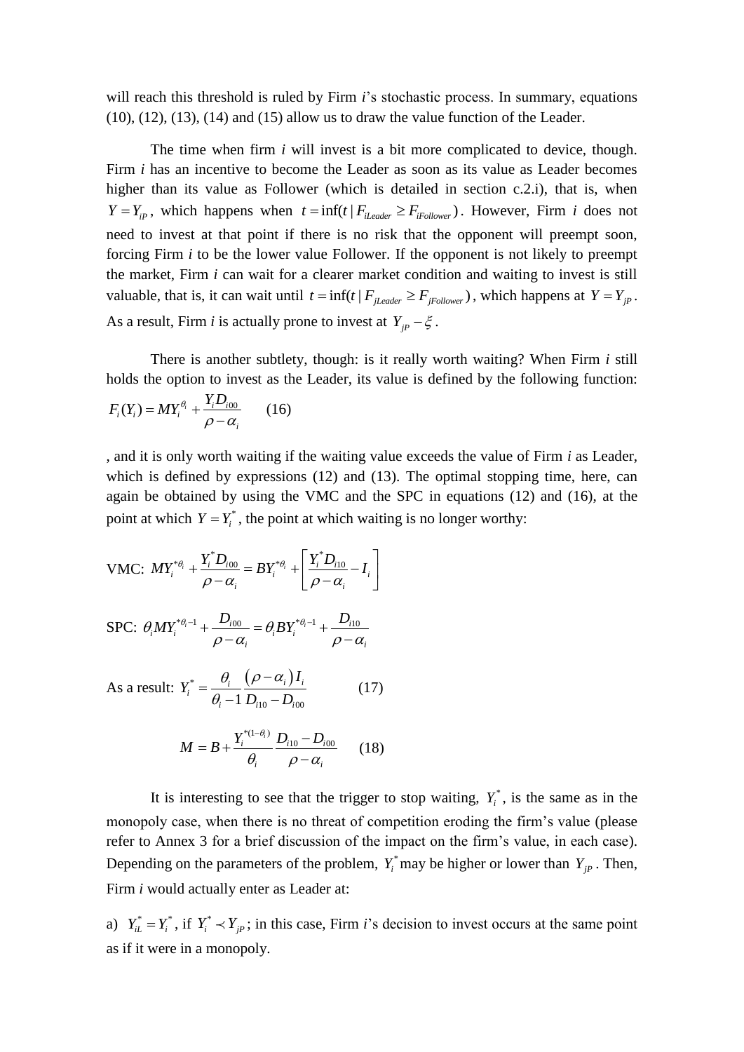will reach this threshold is ruled by Firm *i*'s stochastic process. In summary, equations (10), (12), (13), (14) and (15) allow us to draw the value function of the Leader.

The time when firm *i* will invest is a bit more complicated to device, though. Firm *i* has an incentive to become the Leader as soon as its value as Leader becomes higher than its value as Follower (which is detailed in section c.2.i), that is, when $Y = Y_{iP}$, which happens when $t = \inf(t \mid F_{iLeader} \geq F_{iFollower})$. However, Firm *i* does not need to invest at that point if there is no risk that the opponent will preempt soon, forcing Firm *i* to be the lower value Follower. If the opponent is not likely to preempt the market, Firm *i* can wait for a clearer market condition and waiting to invest is still valuable, that is, it can wait until $t = \inf(t \mid F_{jLeader} \geq F_{jFollower})$, which happens at $Y = Y_{jP}$. As a result, Firm *i* is actually prone to invest at $Y_{jP} - \xi$.

There is another subtlety, though: is it really worth waiting? When Firm *i* still holds the option to invest as the Leader, its value is defined by the following function:

$$F_i(Y_i) = MY_i^{\theta_i} + \frac{Y_i D_{i00}}{\rho - \alpha_i} \qquad (16)$$

, and it is only worth waiting if the waiting value exceeds the value of Firm *i* as Leader, which is defined by expressions (12) and (13). The optimal stopping time, here, can again be obtained by using the VMC and the SPC in equations (12) and (16), at the point at which $Y = Y_i^*$, the point at which waiting is no longer worthy:

$$\text{VMC: } MY_i^{*\theta_i} + \frac{Y_i^* D_{i00}}{\rho - \alpha_i} = BY_i^{*\theta_i} + \left[ \frac{Y_i^* D_{i10}}{\rho - \alpha_i} - I_i \right]$$

$$\text{SPC: } \theta_i MY_i^{*\theta_i - 1} + \frac{D_{i00}}{\rho - \alpha_i} = \theta_i BY_i^{*\theta_i - 1} + \frac{D_{i10}}{\rho - \alpha_i}$$

$$\text{As a result: } Y_i^* = \frac{\theta_i}{\theta_i - 1} \frac{(\rho - \alpha_i) I_i}{D_{i10} - D_{i00}} \qquad (17)$$

$$M = B + \frac{Y_i^{*(1-\theta_i)}}{\theta_i} \frac{D_{i10} - D_{i00}}{\rho - \alpha_i} \qquad (18)$$

It is interesting to see that the trigger to stop waiting, $Y_i^*$, is the same as in the monopoly case, when there is no threat of competition eroding the firm's value (please refer to Annex 3 for a brief discussion of the impact on the firm's value, in each case). Depending on the parameters of the problem, $Y_i^*$ may be higher or lower than $Y_{jP}$. Then, Firm *i* would actually enter as Leader at:

a) $Y_{iL}^* = Y_i^*$, if $Y_i^* \prec Y_{jP}$; in this case, Firm *i*'s decision to invest occurs at the same point as if it were in a monopoly.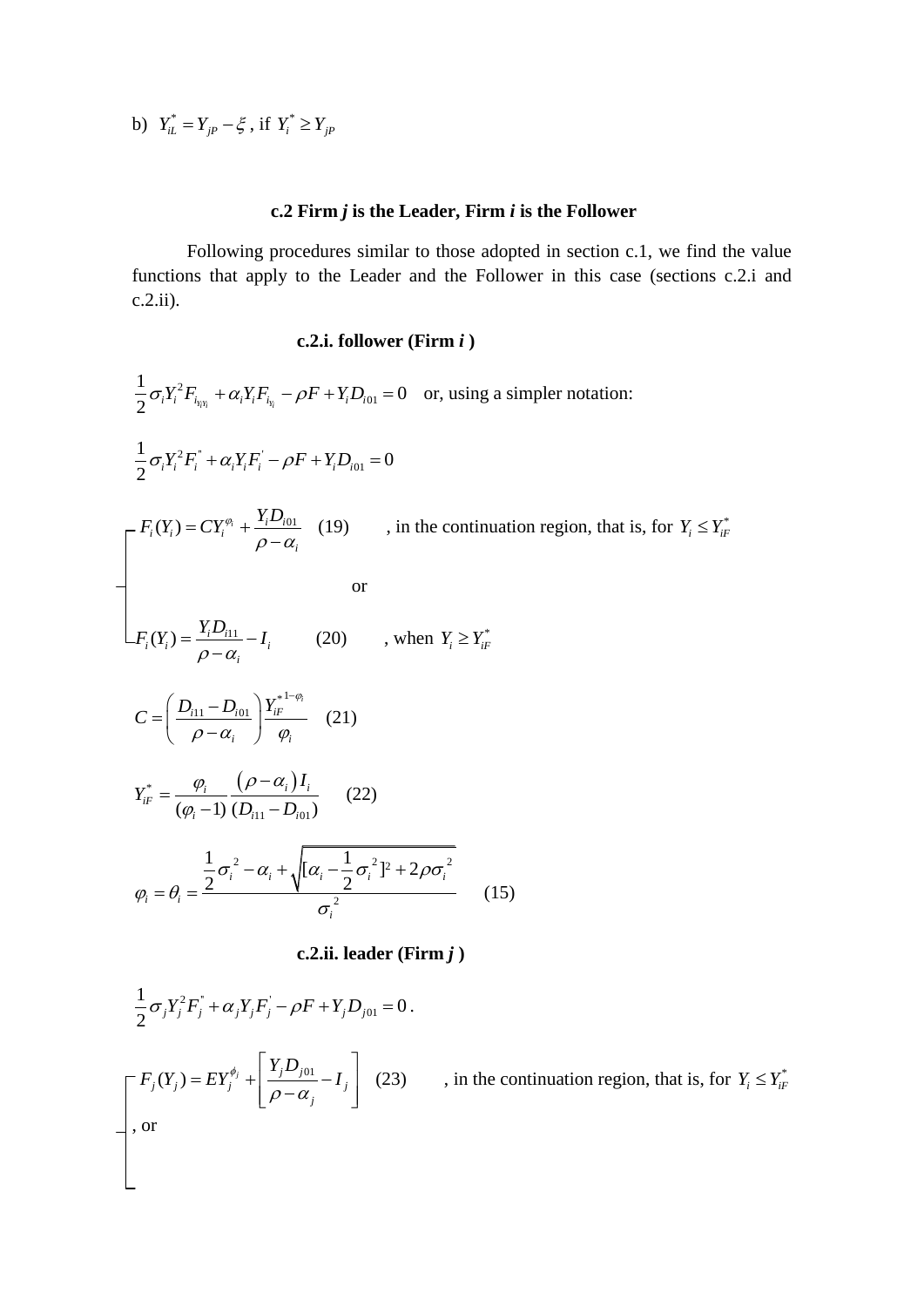b) $Y_{iL}^* = Y_{jP} - \xi$ , if $Y_i^* \geq Y_{jP}$

### c.2 Firm *j* is the Leader, Firm *i* is the Follower

Following procedures similar to those adopted in section c.1, we find the value functions that apply to the Leader and the Follower in this case (sections c.2.i and c.2.ii).

#### c.2.i. follower (Firm *i* )

$\frac{1}{2}\sigma_i Y_i^2 F_{i_{Y_i Y_i}} + \alpha_i Y_i F_{i_{Y_i}} - \rho F + Y_i D_{i01} = 0$ or, using a simpler notation:

$$\frac{1}{2}\sigma_i Y_i^2 F_i^{''} + \alpha_i Y_i F_i^{'} - \rho F + Y_i D_{i01} = 0$$

$$F_i(Y_i) = CY_i^{\varphi_i} + \frac{Y_i D_{i01}}{\rho - \alpha_i} \quad (19)$$

, in the continuation region, that is, for $Y_i \leq Y_{iF}^*$

or

$$F_i(Y_i) = \frac{Y_i D_{i11}}{\rho - \alpha_i} - I_i \quad (20)$$

, when $Y_i \geq Y_{iF}^*$

$$C = \left( \frac{D_{i11} - D_{i01}}{\rho - \alpha_i} \right) \frac{Y_{iF}^{*\,1-\varphi_i}}{\varphi_i} \quad (21)$$

$$Y_{iF}^* = \frac{\varphi_i}{(\varphi_i - 1)} \frac{(\rho - \alpha_i) I_i}{(D_{i11} - D_{i01})} \quad (22)$$

$$\varphi_i = \theta_i = \frac{\frac{1}{2}\sigma_i^{\,2} - \alpha_i + \sqrt{[\alpha_i - \frac{1}{2}\sigma_i^{\,2}]^2 + 2\rho\sigma_i^{\,2}}}{\sigma_i^{\,2}} \quad (15)$$

#### c.2.ii. leader (Firm *j* )

$$\frac{1}{2}\sigma_j Y_j^2 F_j^{''} + \alpha_j Y_j F_j^{'} - \rho F + Y_j D_{j01} = 0 .$$

$$F_j(Y_j) = EY_j^{\phi_j} + \left[ \frac{Y_j D_{j01}}{\rho - \alpha_j} - I_j \right] \quad (23)$$

, in the continuation region, that is, for $Y_i \leq Y_{iF}^*$

, or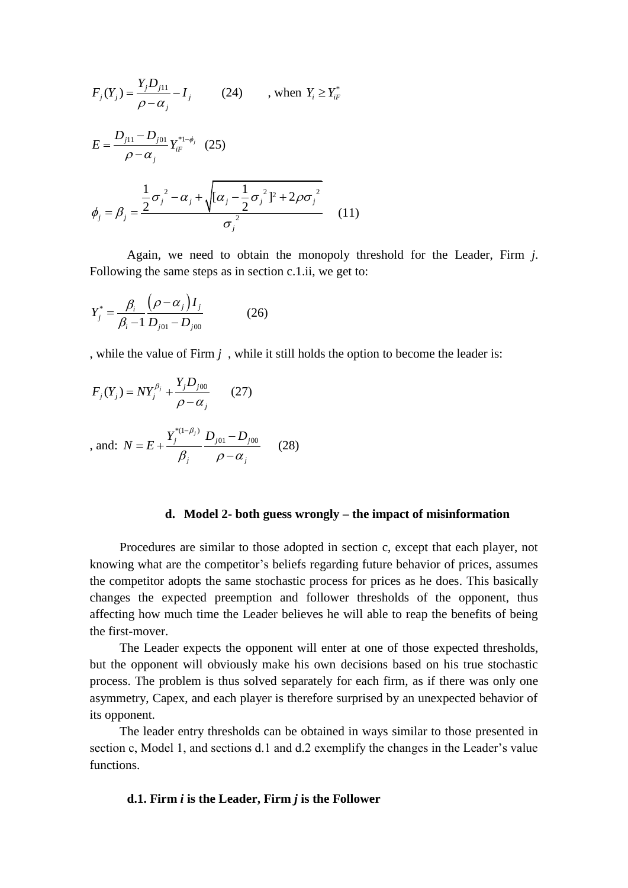$$F_j(Y_j) = \frac{Y_j D_{j11}}{\rho - \alpha_j} - I_j \qquad (24) \qquad \text{, when } Y_i \geq Y_{iF}^*$$

$$E = \frac{D_{j11} - D_{j01}}{\rho - \alpha_j} Y_{iF}^{*1-\phi_j} \quad (25)$$

$$\phi_j = \beta_j = \frac{\frac{1}{2}\sigma_j^{\ 2} - \alpha_j + \sqrt{[\alpha_j - \frac{1}{2}\sigma_j^{\ 2}]^2 + 2\rho\sigma_j^{\ 2}}}{\sigma_j^{\ 2}} \quad (11)$$

Again, we need to obtain the monopoly threshold for the Leader, Firm *j*. Following the same steps as in section c.1.ii, we get to:

$$Y_j^* = \frac{\beta_i}{\beta_i - 1} \frac{(\rho - \alpha_j) I_j}{D_{j01} - D_{j00}} \qquad (26)$$

, while the value of Firm $j$ , while it still holds the option to become the leader is:

$$F_j(Y_j) = N Y_j^{\beta_j} + \frac{Y_j D_{j00}}{\rho - \alpha_j} \qquad (27)$$

, and: $N = E + \dfrac{Y_j^{*(1-\beta_j)}}{\beta_j} \dfrac{D_{j01} - D_{j00}}{\rho - \alpha_j} \qquad (28)$

### d. Model 2- both guess wrongly – the impact of misinformation

Procedures are similar to those adopted in section c, except that each player, not knowing what are the competitor's beliefs regarding future behavior of prices, assumes the competitor adopts the same stochastic process for prices as he does. This basically changes the expected preemption and follower thresholds of the opponent, thus affecting how much time the Leader believes he will able to reap the benefits of being the first-mover.

The Leader expects the opponent will enter at one of those expected thresholds, but the opponent will obviously make his own decisions based on his true stochastic process. The problem is thus solved separately for each firm, as if there was only one asymmetry, Capex, and each player is therefore surprised by an unexpected behavior of its opponent.

The leader entry thresholds can be obtained in ways similar to those presented in section c, Model 1, and sections d.1 and d.2 exemplify the changes in the Leader's value functions.

#### d.1. Firm *i* is the Leader, Firm *j* is the Follower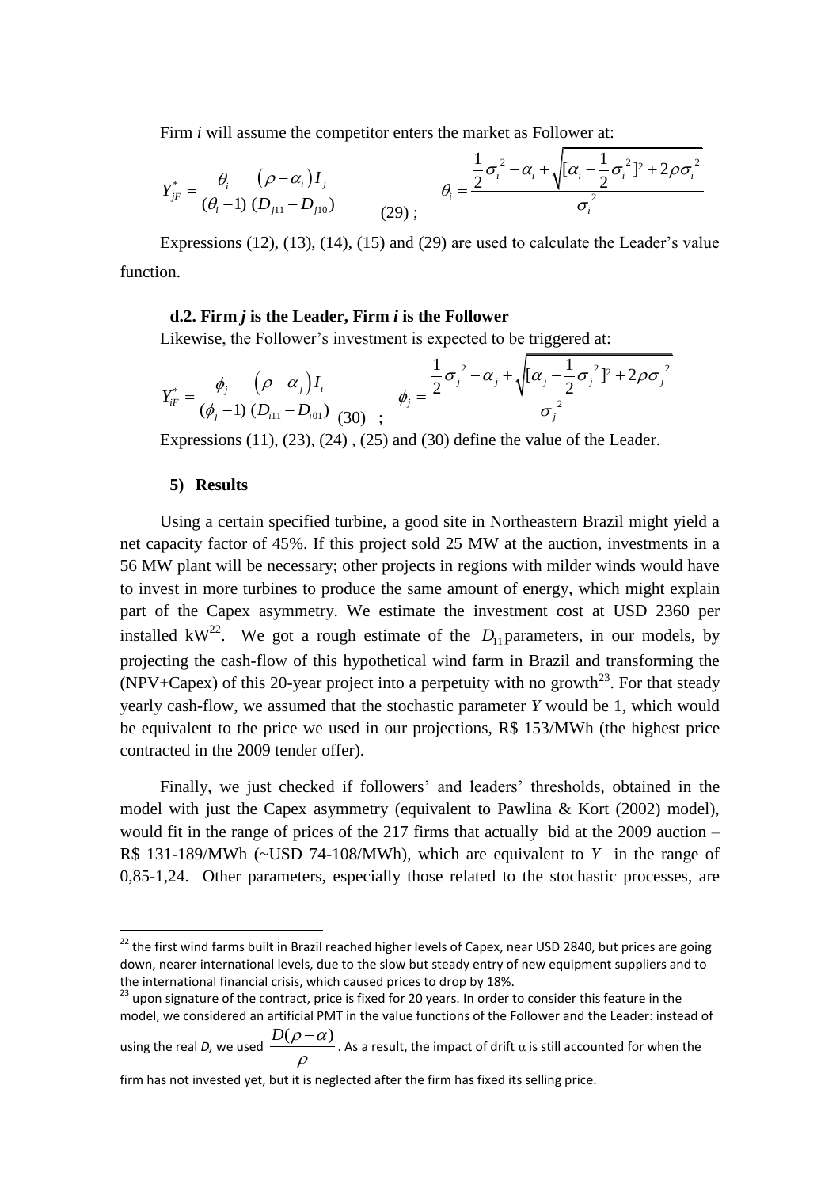Firm *i* will assume the competitor enters the market as Follower at:

$$Y_{jF}^{*} = \frac{\theta_i}{(\theta_i - 1)} \frac{\left(\rho - \alpha_i\right) I_j}{(D_{j11} - D_{j10})} \qquad (29)\ ; \qquad \theta_i = \frac{\frac{1}{2}\sigma_i^{\,2} - \alpha_i + \sqrt{[\alpha_i - \frac{1}{2}\sigma_i^{\,2}]^2 + 2\rho\sigma_i^{\,2}}}{\sigma_i^{\,2}}$$

Expressions (12), (13), (14), (15) and (29) are used to calculate the Leader's value function.

**d.2. Firm *j* is the Leader, Firm *i* is the Follower**

Likewise, the Follower's investment is expected to be triggered at:

$$Y_{iF}^{*} = \frac{\phi_j}{(\phi_j - 1)} \frac{\left(\rho - \alpha_j\right) I_i}{(D_{i11} - D_{i01})} \qquad (30)\ ; \qquad \phi_j = \frac{\frac{1}{2}\sigma_j^{\,2} - \alpha_j + \sqrt{[\alpha_j - \frac{1}{2}\sigma_j^{\,2}]^2 + 2\rho\sigma_j^{\,2}}}{\sigma_j^{\,2}}$$

Expressions (11), (23), (24) , (25) and (30) define the value of the Leader.

## 5) Results

Using a certain specified turbine, a good site in Northeastern Brazil might yield a net capacity factor of 45%. If this project sold 25 MW at the auction, investments in a 56 MW plant will be necessary; other projects in regions with milder winds would have to invest in more turbines to produce the same amount of energy, which might explain part of the Capex asymmetry. We estimate the investment cost at USD 2360 per installed kW[22]. We got a rough estimate of the $D_{11}$ parameters, in our models, by projecting the cash-flow of this hypothetical wind farm in Brazil and transforming the (NPV+Capex) of this 20-year project into a perpetuity with no growth[23]. For that steady yearly cash-flow, we assumed that the stochastic parameter *Y* would be 1, which would be equivalent to the price we used in our projections, R$ 153/MWh (the highest price contracted in the 2009 tender offer).

Finally, we just checked if followers' and leaders' thresholds, obtained in the model with just the Capex asymmetry (equivalent to Pawlina & Kort (2002) model), would fit in the range of prices of the 217 firms that actually bid at the 2009 auction – R$ 131-189/MWh (~USD 74-108/MWh), which are equivalent to *Y* in the range of 0,85-1,24. Other parameters, especially those related to the stochastic processes, are

---

[22] the first wind farms built in Brazil reached higher levels of Capex, near USD 2840, but prices are going down, nearer international levels, due to the slow but steady entry of new equipment suppliers and to the international financial crisis, which caused prices to drop by 18%.

[23] upon signature of the contract, price is fixed for 20 years. In order to consider this feature in the model, we considered an artificial PMT in the value functions of the Follower and the Leader: instead of using the real *D,* we used $\frac{D(\rho - \alpha)}{\rho}$. As a result, the impact of drift α is still accounted for when the firm has not invested yet, but it is neglected after the firm has fixed its selling price.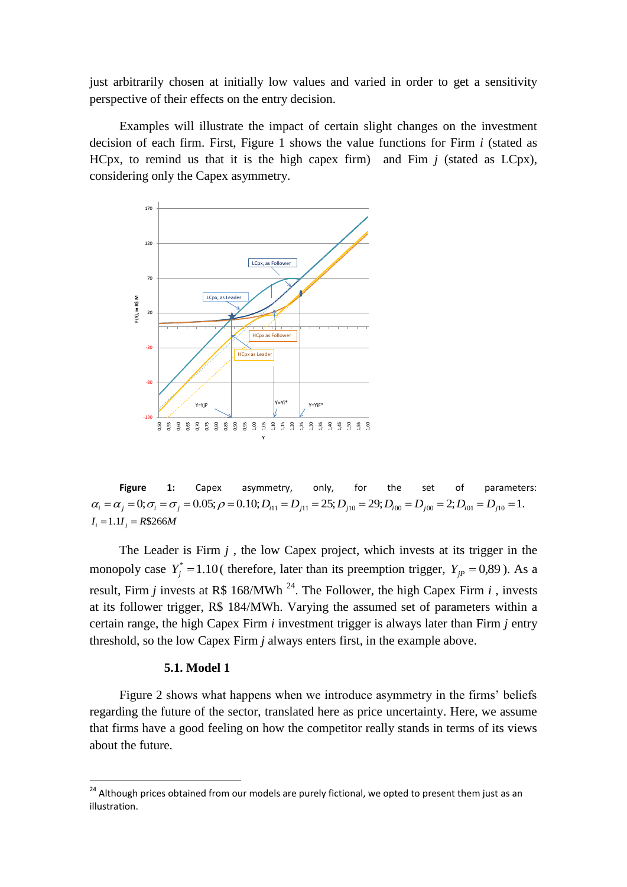just arbitrarily chosen at initially low values and varied in order to get a sensitivity perspective of their effects on the entry decision.

Examples will illustrate the impact of certain slight changes on the investment decision of each firm. First, Figure 1 shows the value functions for Firm $i$ (stated as HCpx, to remind us that it is the high capex firm) and Fim $j$ (stated as LCpx), considering only the Capex asymmetry.

**Figure 1:** Capex asymmetry, only, for the set of parameters: $\alpha_i = \alpha_j = 0; \sigma_i = \sigma_j = 0.05; \rho = 0.10; D_{i11} = D_{j11} = 25; D_{j10} = 29; D_{i00} = D_{j00} = 2; D_{i01} = D_{j10} = 1.$ $I_i = 1.1I_j = R\$266M$

The Leader is Firm $j$, the low Capex project, which invests at its trigger in the monopoly case $Y_j^* = 1.10$ ( therefore, later than its preemption trigger, $Y_{jP} = 0{,}89$ ). As a result, Firm $j$ invests at R\$ 168/MWh [24]. The Follower, the high Capex Firm $i$, invests at its follower trigger, R\$ 184/MWh. Varying the assumed set of parameters within a certain range, the high Capex Firm $i$ investment trigger is always later than Firm $j$ entry threshold, so the low Capex Firm $j$ always enters first, in the example above.

### 5.1. Model 1

Figure 2 shows what happens when we introduce asymmetry in the firms' beliefs regarding the future of the sector, translated here as price uncertainty. Here, we assume that firms have a good feeling on how the competitor really stands in terms of its views about the future.

---

[24] Although prices obtained from our models are purely fictional, we opted to present them just as an illustration.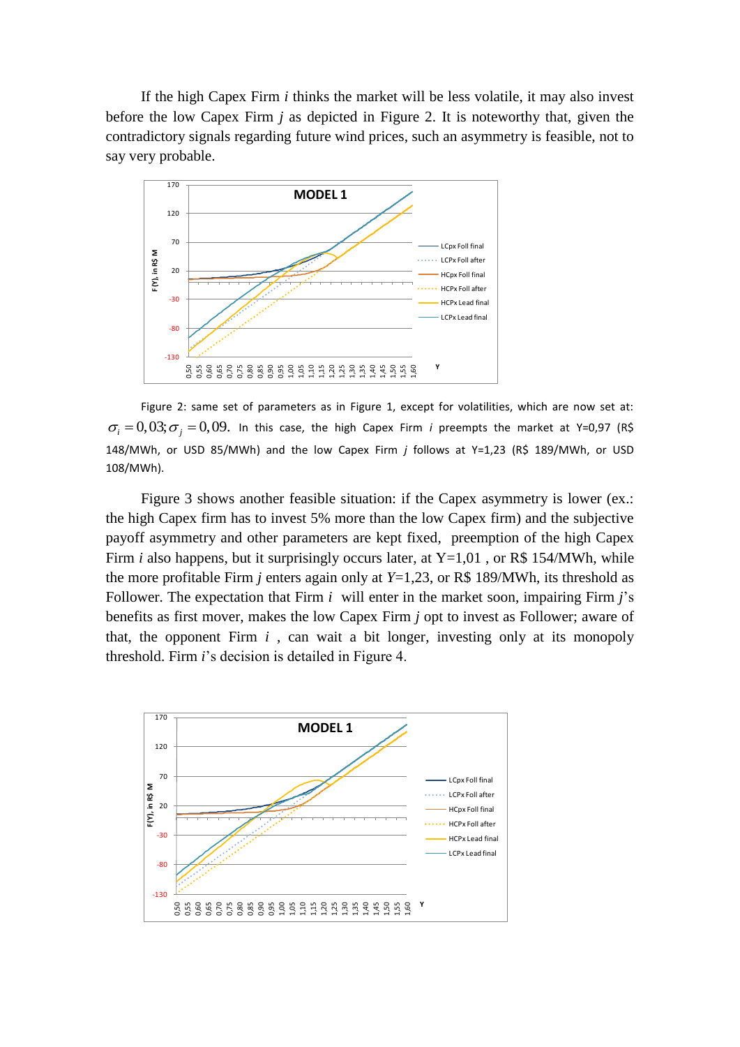If the high Capex Firm *i* thinks the market will be less volatile, it may also invest before the low Capex Firm *j* as depicted in Figure 2. It is noteworthy that, given the contradictory signals regarding future wind prices, such an asymmetry is feasible, not to say very probable.

Figure 2: same set of parameters as in Figure 1, except for volatilities, which are now set at: $\sigma_i = 0{,}03; \sigma_j = 0{,}09$. In this case, the high Capex Firm *i* preempts the market at Y=0,97 (R$ 148/MWh, or USD 85/MWh) and the low Capex Firm *j* follows at Y=1,23 (R$ 189/MWh, or USD 108/MWh).

Figure 3 shows another feasible situation: if the Capex asymmetry is lower (ex.: the high Capex firm has to invest 5% more than the low Capex firm) and the subjective payoff asymmetry and other parameters are kept fixed, preemption of the high Capex Firm *i* also happens, but it surprisingly occurs later, at Y=1,01 , or R$ 154/MWh, while the more profitable Firm *j* enters again only at *Y*=1,23, or R$ 189/MWh, its threshold as Follower. The expectation that Firm *i* will enter in the market soon, impairing Firm *j*'s benefits as first mover, makes the low Capex Firm *j* opt to invest as Follower; aware of that, the opponent Firm *i* , can wait a bit longer, investing only at its monopoly threshold. Firm *i*'s decision is detailed in Figure 4.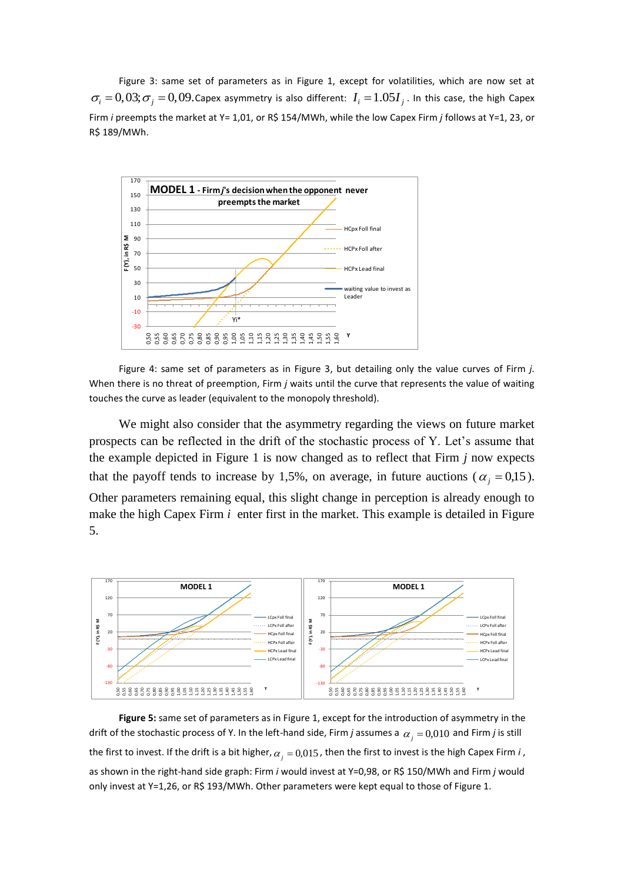Figure 3: same set of parameters as in Figure 1, except for volatilities, which are now set at $\sigma_i = 0,03; \sigma_j = 0,09$. Capex asymmetry is also different: $I_i = 1.05 I_j$. In this case, the high Capex Firm *i* preempts the market at Y= 1,01, or R$ 154/MWh, while the low Capex Firm *j* follows at Y=1, 23, or R$ 189/MWh.

Figure 4: same set of parameters as in Figure 3, but detailing only the value curves of Firm *j*. When there is no threat of preemption, Firm *j* waits until the curve that represents the value of waiting touches the curve as leader (equivalent to the monopoly threshold).

We might also consider that the asymmetry regarding the views on future market prospects can be reflected in the drift of the stochastic process of Y. Let's assume that the example depicted in Figure 1 is now changed as to reflect that Firm *j* now expects that the payoff tends to increase by 1,5%, on average, in future auctions ($\alpha_j = 0{,}15$). Other parameters remaining equal, this slight change in perception is already enough to make the high Capex Firm *i* enter first in the market. This example is detailed in Figure 5.

**Figure 5:** same set of parameters as in Figure 1, except for the introduction of asymmetry in the drift of the stochastic process of Y. In the left-hand side, Firm *j* assumes a $\alpha_j = 0{,}010$ and Firm *j* is still the first to invest. If the drift is a bit higher, $\alpha_j = 0{,}015$, then the first to invest is the high Capex Firm *i*, as shown in the right-hand side graph: Firm *i* would invest at Y=0,98, or R$ 150/MWh and Firm *j* would only invest at Y=1,26, or R$ 193/MWh. Other parameters were kept equal to those of Figure 1.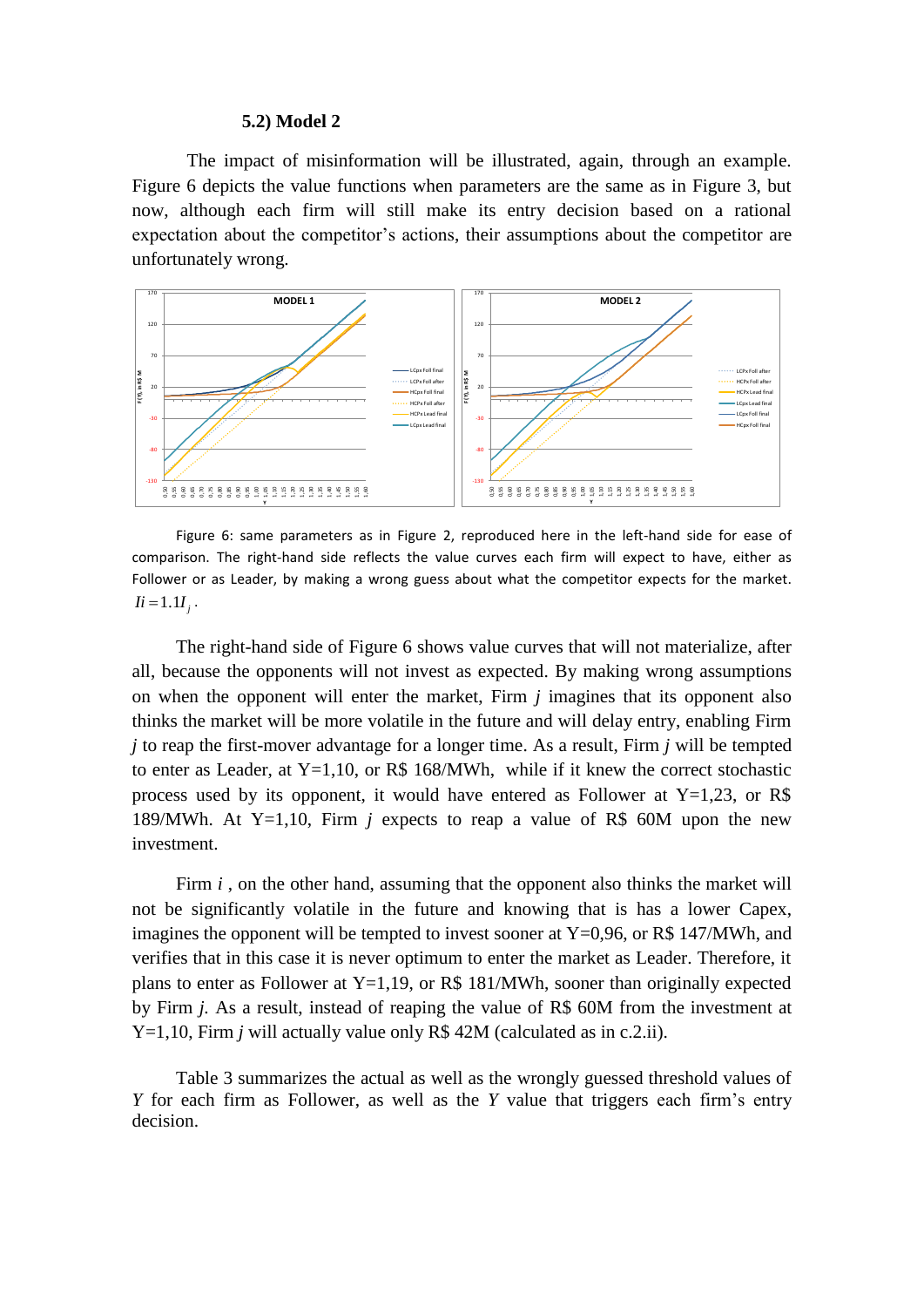### 5.2) Model 2

The impact of misinformation will be illustrated, again, through an example. Figure 6 depicts the value functions when parameters are the same as in Figure 3, but now, although each firm will still make its entry decision based on a rational expectation about the competitor's actions, their assumptions about the competitor are unfortunately wrong.

Figure 6: same parameters as in Figure 2, reproduced here in the left-hand side for ease of comparison. The right-hand side reflects the value curves each firm will expect to have, either as Follower or as Leader, by making a wrong guess about what the competitor expects for the market. $Ii = 1.1I_j$.

The right-hand side of Figure 6 shows value curves that will not materialize, after all, because the opponents will not invest as expected. By making wrong assumptions on when the opponent will enter the market, Firm *j* imagines that its opponent also thinks the market will be more volatile in the future and will delay entry, enabling Firm *j* to reap the first-mover advantage for a longer time. As a result, Firm *j* will be tempted to enter as Leader, at Y=1,10, or R$ 168/MWh, while if it knew the correct stochastic process used by its opponent, it would have entered as Follower at Y=1,23, or R$ 189/MWh. At Y=1,10, Firm *j* expects to reap a value of R$ 60M upon the new investment.

Firm *i* , on the other hand, assuming that the opponent also thinks the market will not be significantly volatile in the future and knowing that is has a lower Capex, imagines the opponent will be tempted to invest sooner at Y=0,96, or R$ 147/MWh, and verifies that in this case it is never optimum to enter the market as Leader. Therefore, it plans to enter as Follower at Y=1,19, or R$ 181/MWh, sooner than originally expected by Firm *j*. As a result, instead of reaping the value of R$ 60M from the investment at Y=1,10, Firm *j* will actually value only R$ 42M (calculated as in c.2.ii).

Table 3 summarizes the actual as well as the wrongly guessed threshold values of *Y* for each firm as Follower, as well as the *Y* value that triggers each firm's entry decision.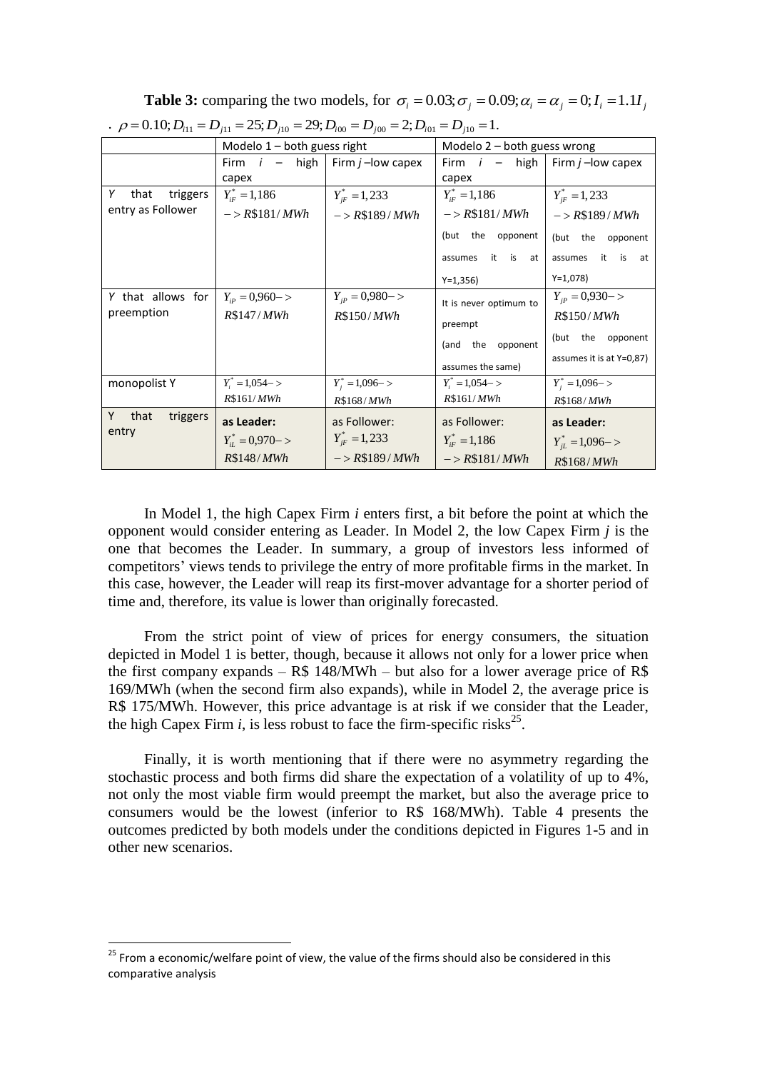**Table 3:** comparing the two models, for $\sigma_i = 0.03; \sigma_j = 0.09; \alpha_i = \alpha_j = 0; I_i = 1.1 I_j$. $\rho = 0.10; D_{i11} = D_{j11} = 25; D_{j10} = 29; D_{i00} = D_{j00} = 2; D_{i01} = D_{j10} = 1$.

| | Modelo 1 – both guess right | | Modelo 2 – both guess wrong | |
|---|---|---|---|---|
| | Firm $i$ – high capex | Firm $j$ –low capex | Firm $i$ – high capex | Firm $j$ –low capex |
| $Y$ that triggers entry as Follower | $Y^*_{iF} = 1{,}186$ $-> R\$181/MWh$ | $Y^*_{jF} = 1{,}233$ $-> R\$189/MWh$ | $Y^*_{iF} = 1{,}186$ $-> R\$181/MWh$ (but the opponent assumes it is at Y=1,356) | $Y^*_{jF} = 1{,}233$ $-> R\$189/MWh$ (but the opponent assumes it is at Y=1,078) |
| $Y$ that allows for preemption | $Y_{iP} = 0{,}960->$ $R\$147/MWh$ | $Y_{jP} = 0{,}980->$ $R\$150/MWh$ | It is never optimum to preempt (and the opponent assumes the same) | $Y_{jP} = 0{,}930->$ $R\$150/MWh$ (but the opponent assumes it is at Y=0,87) |
| monopolist Y | $Y^*_i = 1{,}054->$ $R\$161/MWh$ | $Y^*_j = 1{,}096->$ $R\$168/MWh$ | $Y^*_i = 1{,}054->$ $R\$161/MWh$ | $Y^*_j = 1{,}096->$ $R\$168/MWh$ |
| Y that triggers entry | **as Leader:** $Y^*_{iL} = 0{,}970->$ $R\$148/MWh$ | as Follower: $Y^*_{jF} = 1{,}233$ $-> R\$189/MWh$ | as Follower: $Y^*_{iF} = 1{,}186$ $-> R\$181/MWh$ | **as Leader:** $Y^*_{jL} = 1{,}096->$ $R\$168/MWh$ |

In Model 1, the high Capex Firm *i* enters first, a bit before the point at which the opponent would consider entering as Leader. In Model 2, the low Capex Firm *j* is the one that becomes the Leader. In summary, a group of investors less informed of competitors' views tends to privilege the entry of more profitable firms in the market. In this case, however, the Leader will reap its first-mover advantage for a shorter period of time and, therefore, its value is lower than originally forecasted.

From the strict point of view of prices for energy consumers, the situation depicted in Model 1 is better, though, because it allows not only for a lower price when the first company expands – R\$ 148/MWh – but also for a lower average price of R\$ 169/MWh (when the second firm also expands), while in Model 2, the average price is R\$ 175/MWh. However, this price advantage is at risk if we consider that the Leader, the high Capex Firm *i*, is less robust to face the firm-specific risks[25].

Finally, it is worth mentioning that if there were no asymmetry regarding the stochastic process and both firms did share the expectation of a volatility of up to 4%, not only the most viable firm would preempt the market, but also the average price to consumers would be the lowest (inferior to R\$ 168/MWh). Table 4 presents the outcomes predicted by both models under the conditions depicted in Figures 1-5 and in other new scenarios.

[25] From a economic/welfare point of view, the value of the firms should also be considered in this comparative analysis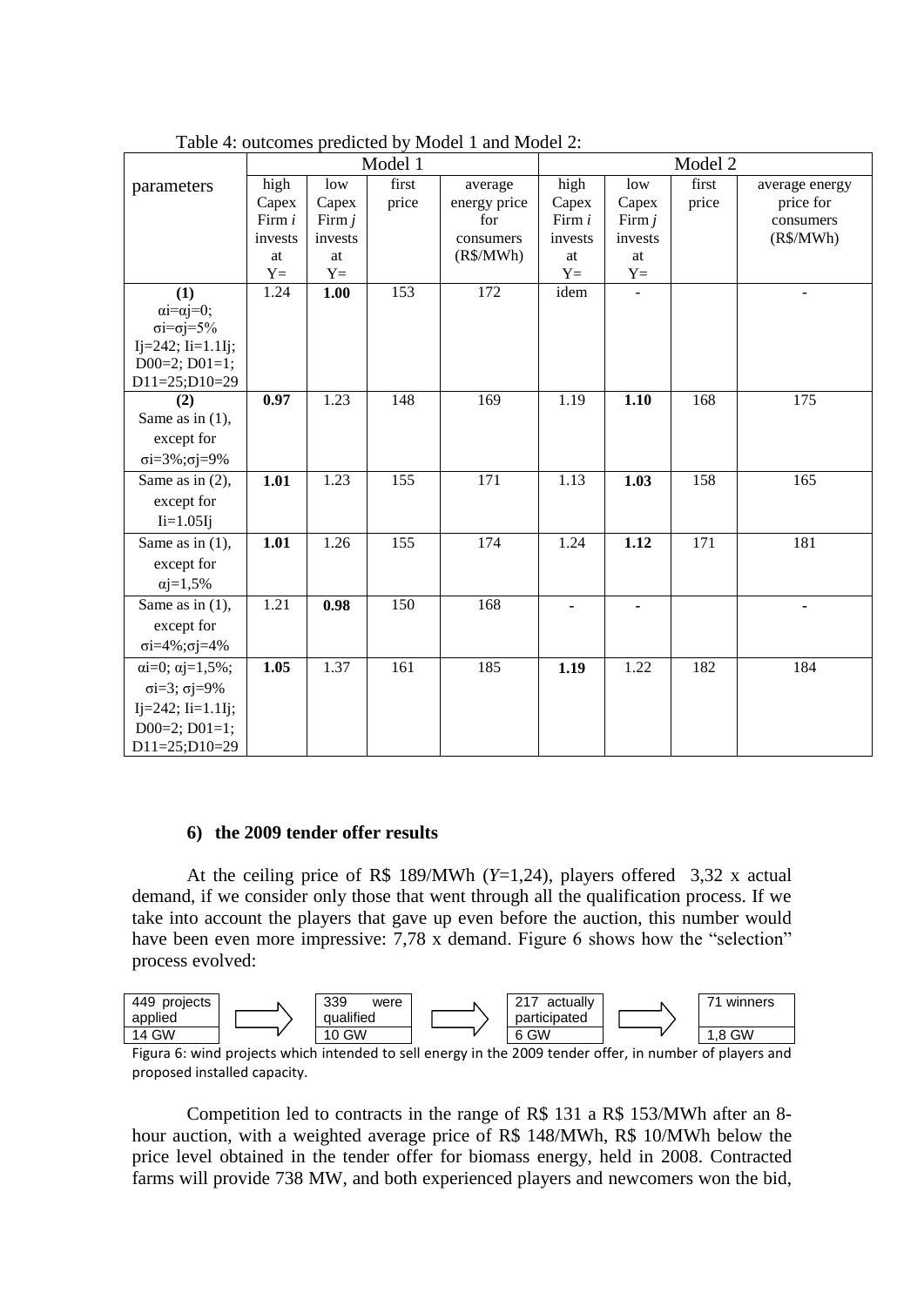Table 4: outcomes predicted by Model 1 and Model 2:

| parameters | Model 1 | | | | Model 2 | | | |
|---|---|---|---|---|---|---|---|---|
| | high Capex Firm *i* invests at Y= | low Capex Firm *j* invests at Y= | first price | average energy price for consumers (R$/MWh) | high Capex Firm *i* invests at Y= | low Capex Firm *j* invests at Y= | first price | average energy price for consumers (R$/MWh) |
| **(1)** $\alpha i=\alpha j=0$; $\sigma i=\sigma j=5\%$ Ij=242; Ii=1.1Ij; D00=2; D01=1; D11=25;D10=29 | 1.24 | **1.00** | 153 | 172 | idem | - | | - |
| **(2)** Same as in (1), except for $\sigma i=3\%$;$\sigma j=9\%$ | **0.97** | 1.23 | 148 | 169 | 1.19 | **1.10** | 168 | 175 |
| Same as in (2), except for Ii=1.05Ij | **1.01** | 1.23 | 155 | 171 | 1.13 | **1.03** | 158 | 165 |
| Same as in (1), except for $\alpha j$=1,5% | **1.01** | 1.26 | 155 | 174 | 1.24 | **1.12** | 171 | 181 |
| Same as in (1), except for $\sigma i=4\%$;$\sigma j=4\%$ | 1.21 | **0.98** | 150 | 168 | - | - | | - |
| $\alpha i=0$; $\alpha j$=1,5%; $\sigma i=3$; $\sigma j=9\%$ Ij=242; Ii=1.1Ij; D00=2; D01=1; D11=25;D10=29 | **1.05** | 1.37 | 161 | 185 | **1.19** | 1.22 | 182 | 184 |

### 6) the 2009 tender offer results

At the ceiling price of R$ 189/MWh (*Y*=1,24), players offered 3,32 x actual demand, if we consider only those that went through all the qualification process. If we take into account the players that gave up even before the auction, this number would have been even more impressive: 7,78 x demand. Figure 6 shows how the "selection" process evolved:

| 449 projects applied | → | 339 were qualified | → | 217 actually participated | → | 71 winners |
|---|---|---|---|---|---|---|
| 14 GW | | 10 GW | | 6 GW | | 1,8 GW |

Figura 6: wind projects which intended to sell energy in the 2009 tender offer, in number of players and proposed installed capacity.

Competition led to contracts in the range of R$ 131 a R$ 153/MWh after an 8-hour auction, with a weighted average price of R$ 148/MWh, R$ 10/MWh below the price level obtained in the tender offer for biomass energy, held in 2008. Contracted farms will provide 738 MW, and both experienced players and newcomers won the bid,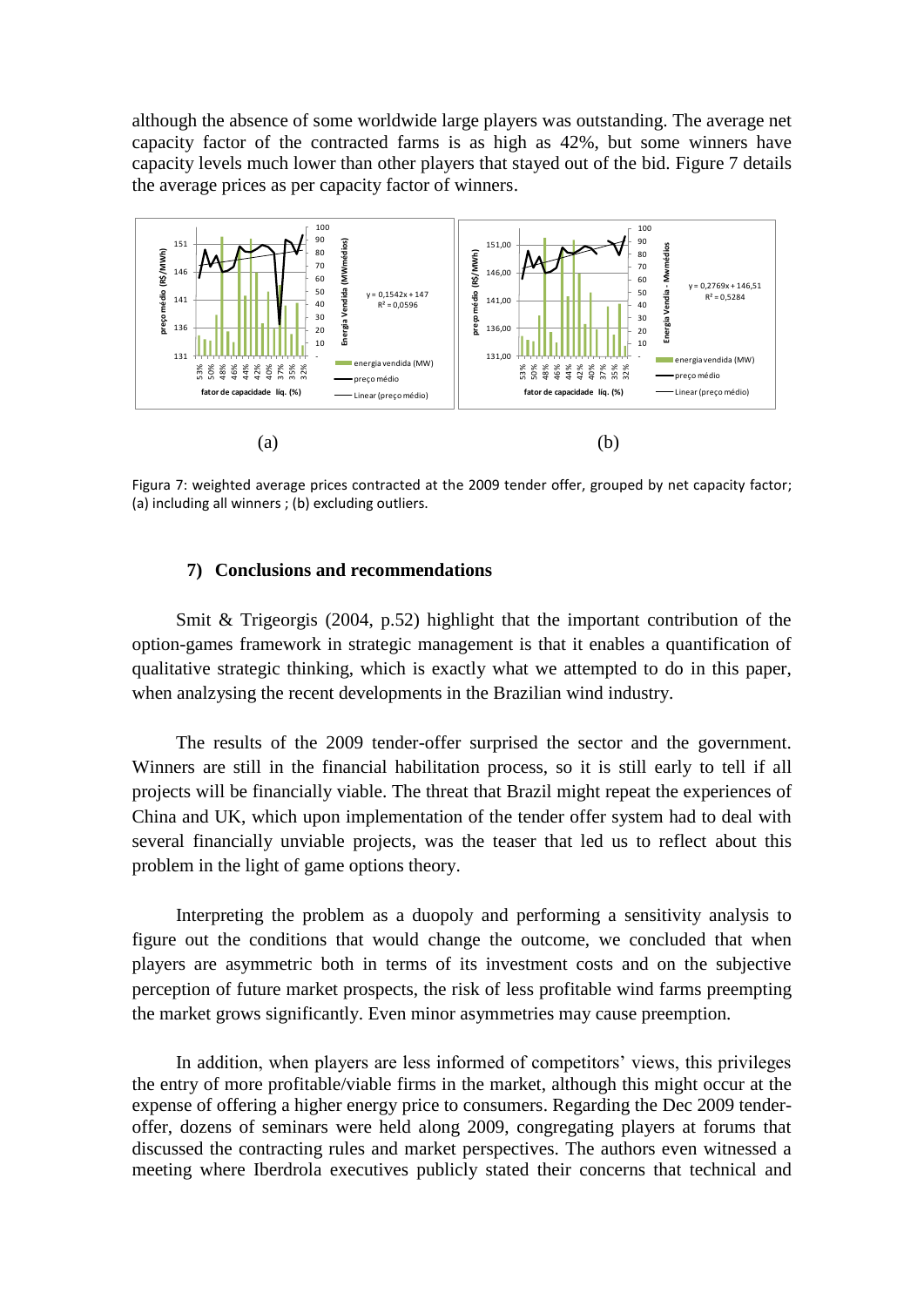although the absence of some worldwide large players was outstanding. The average net capacity factor of the contracted farms is as high as 42%, but some winners have capacity levels much lower than other players that stayed out of the bid. Figure 7 details the average prices as per capacity factor of winners.

(a) (b)

Figura 7: weighted average prices contracted at the 2009 tender offer, grouped by net capacity factor; (a) including all winners ; (b) excluding outliers.

## 7) Conclusions and recommendations

Smit & Trigeorgis (2004, p.52) highlight that the important contribution of the option-games framework in strategic management is that it enables a quantification of qualitative strategic thinking, which is exactly what we attempted to do in this paper, when analzysing the recent developments in the Brazilian wind industry.

The results of the 2009 tender-offer surprised the sector and the government. Winners are still in the financial habilitation process, so it is still early to tell if all projects will be financially viable. The threat that Brazil might repeat the experiences of China and UK, which upon implementation of the tender offer system had to deal with several financially unviable projects, was the teaser that led us to reflect about this problem in the light of game options theory.

Interpreting the problem as a duopoly and performing a sensitivity analysis to figure out the conditions that would change the outcome, we concluded that when players are asymmetric both in terms of its investment costs and on the subjective perception of future market prospects, the risk of less profitable wind farms preempting the market grows significantly. Even minor asymmetries may cause preemption.

In addition, when players are less informed of competitors' views, this privileges the entry of more profitable/viable firms in the market, although this might occur at the expense of offering a higher energy price to consumers. Regarding the Dec 2009 tender-offer, dozens of seminars were held along 2009, congregating players at forums that discussed the contracting rules and market perspectives. The authors even witnessed a meeting where Iberdrola executives publicly stated their concerns that technical and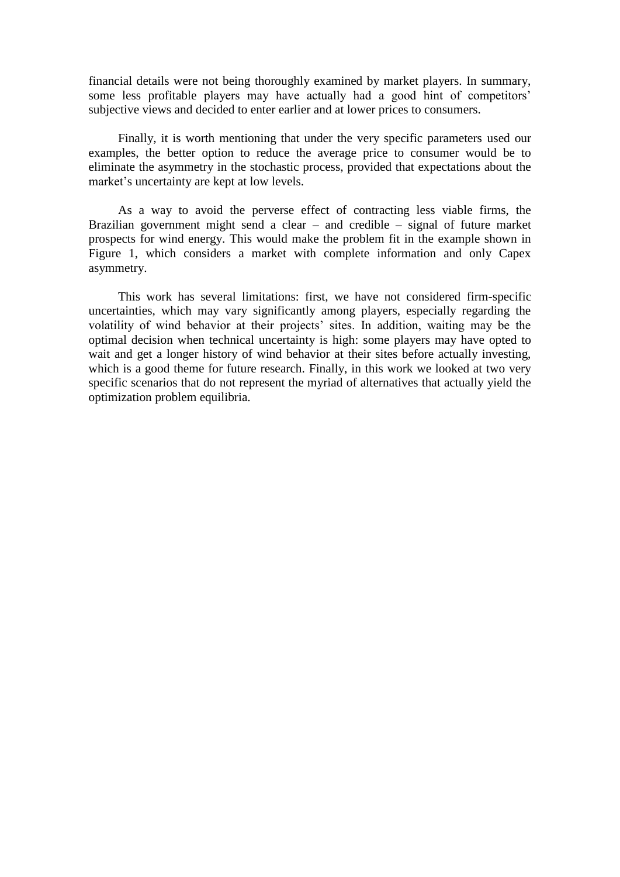financial details were not being thoroughly examined by market players. In summary, some less profitable players may have actually had a good hint of competitors' subjective views and decided to enter earlier and at lower prices to consumers.

Finally, it is worth mentioning that under the very specific parameters used our examples, the better option to reduce the average price to consumer would be to eliminate the asymmetry in the stochastic process, provided that expectations about the market's uncertainty are kept at low levels.

As a way to avoid the perverse effect of contracting less viable firms, the Brazilian government might send a clear – and credible – signal of future market prospects for wind energy. This would make the problem fit in the example shown in Figure 1, which considers a market with complete information and only Capex asymmetry.

This work has several limitations: first, we have not considered firm-specific uncertainties, which may vary significantly among players, especially regarding the volatility of wind behavior at their projects' sites. In addition, waiting may be the optimal decision when technical uncertainty is high: some players may have opted to wait and get a longer history of wind behavior at their sites before actually investing, which is a good theme for future research. Finally, in this work we looked at two very specific scenarios that do not represent the myriad of alternatives that actually yield the optimization problem equilibria.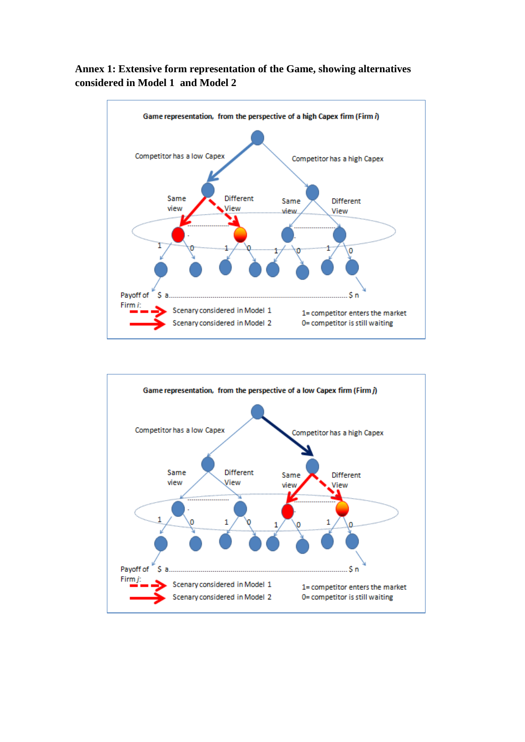**Annex 1: Extensive form representation of the Game, showing alternatives considered in Model 1 and Model 2**

Game representation, from the perspective of a high Capex firm (Firm *i*)

Competitor has a low Capex

Competitor has a high Capex

Same view

Different View

Same view

Different View

1 0 1 0 1 0 1 0

Payoff of Firm *i*: $ a.......................................................................$ n

Scenary considered in Model 1

Scenary considered in Model 2

1= competitor enters the market

0= competitor is still waiting

Game representation, from the perspective of a low Capex firm (Firm *j*)

Competitor has a low Capex

Competitor has a high Capex

Same view

Different View

Same view

Different View

1 0 1 0 1 0 1 0

Payoff of Firm *j*: $ a.......................................................................$ n

Scenary considered in Model 1

Scenary considered in Model 2

1= competitor enters the market

0= competitor is still waiting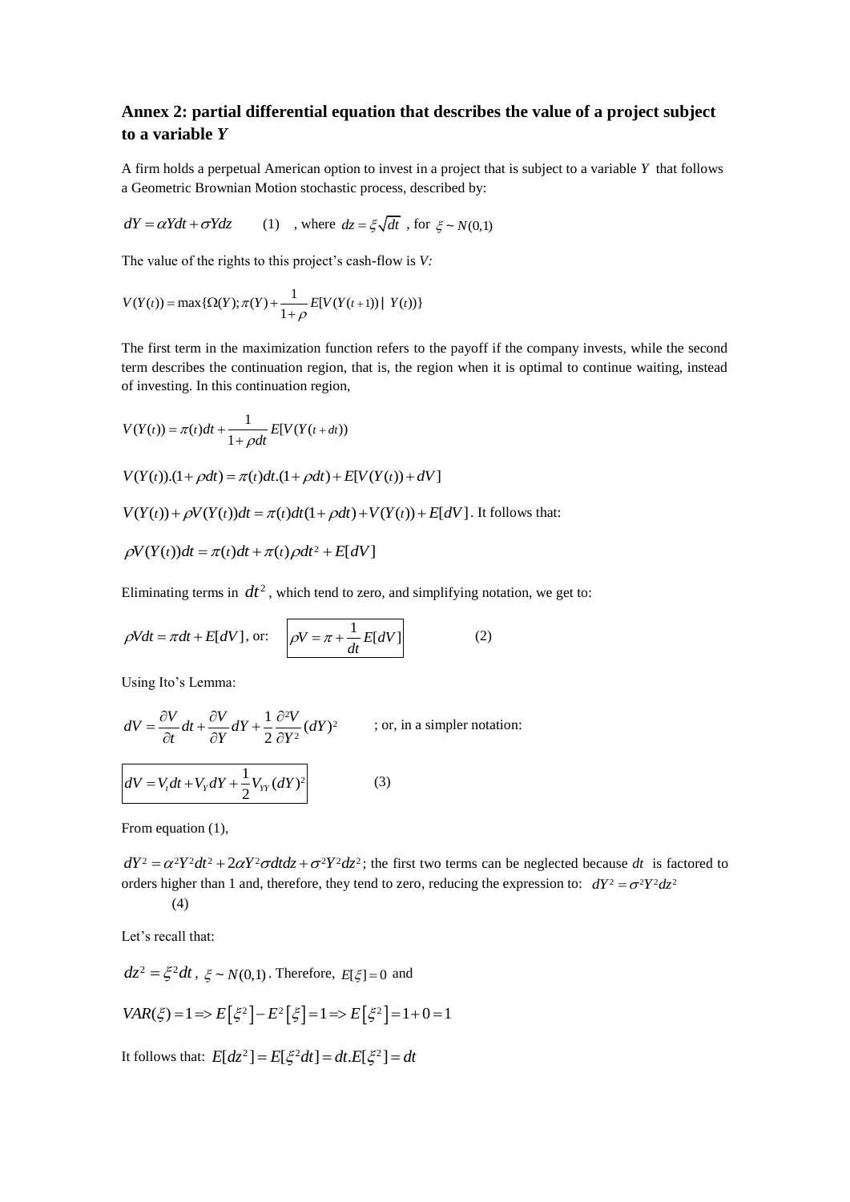## Annex 2: partial differential equation that describes the value of a project subject to a variable *Y*

A firm holds a perpetual American option to invest in a project that is subject to a variable $Y$ that follows a Geometric Brownian Motion stochastic process, described by:

$$dY = \alpha Y dt + \sigma Y dz \qquad (1) \quad \text{, where } dz = \xi\sqrt{dt} \text{ , for } \xi \sim N(0,1)$$

The value of the rights to this project's cash-flow is *V:*

$$V(Y(t)) = \max\{\Omega(Y); \pi(Y) + \frac{1}{1+\rho}E[V(Y(t+1)) \mid Y(t))\}$$

The first term in the maximization function refers to the payoff if the company invests, while the second term describes the continuation region, that is, the region when it is optimal to continue waiting, instead of investing. In this continuation region,

$$V(Y(t)) = \pi(t)dt + \frac{1}{1+\rho dt}E[V(Y(t+dt))$$

$$V(Y(t)).(1+\rho dt) = \pi(t)dt.(1+\rho dt) + E[V(Y(t)) + dV]$$

$V(Y(t)) + \rho V(Y(t))dt = \pi(t)dt(1+\rho dt) + V(Y(t)) + E[dV]$. It follows that:

$$\rho V(Y(t))dt = \pi(t)dt + \pi(t)\rho dt^2 + E[dV]$$

Eliminating terms in $dt^2$, which tend to zero, and simplifying notation, we get to:

$$\rho V dt = \pi dt + E[dV] \text{, or: } \quad \boxed{\rho V = \pi + \frac{1}{dt}E[dV]} \qquad (2)$$

Using Ito's Lemma:

$$dV = \frac{\partial V}{\partial t}dt + \frac{\partial V}{\partial Y}dY + \frac{1}{2}\frac{\partial^2 V}{\partial Y^2}(dY)^2 \qquad \text{; or, in a simpler notation:}$$

$$\boxed{dV = V_t dt + V_Y dY + \frac{1}{2}V_{YY}(dY)^2} \qquad (3)$$

From equation (1),

$dY^2 = \alpha^2 Y^2 dt^2 + 2\alpha Y^2 \sigma dt dz + \sigma^2 Y^2 dz^2$; the first two terms can be neglected because $dt$ is factored to orders higher than 1 and, therefore, they tend to zero, reducing the expression to: $dY^2 = \sigma^2 Y^2 dz^2$ (4)

Let's recall that:

$dz^2 = \xi^2 dt$, $\xi \sim N(0,1)$. Therefore, $E[\xi] = 0$ and

$$VAR(\xi) = 1 \Rightarrow E\left[\xi^2\right] - E^2\left[\xi\right] = 1 \Rightarrow E\left[\xi^2\right] = 1 + 0 = 1$$

It follows that: $E[dz^2] = E[\xi^2 dt] = dt.E[\xi^2] = dt$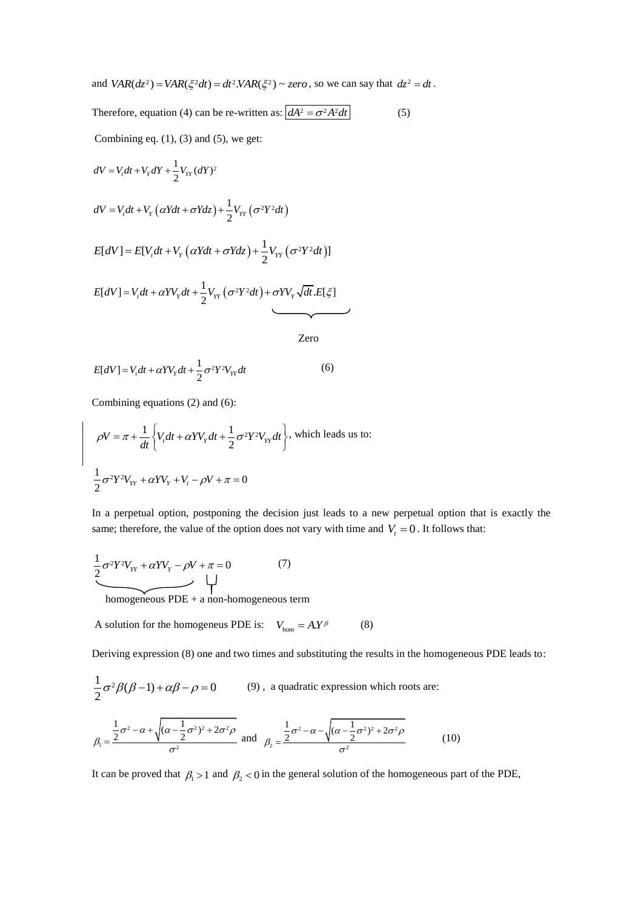and $VAR(dz^2) = VAR(\xi^2 dt) = dt^2.VAR(\xi^2) \sim zero$, so we can say that $dz^2 = dt$.

Therefore, equation (4) can be re-written as: $\boxed{dA^2 = \sigma^2 A^2 dt}$ (5)

Combining eq. (1), (3) and (5), we get:

$$dV = V_t dt + V_Y dY + \frac{1}{2} V_{YY} (dY)^2$$

$$dV = V_t dt + V_Y \left(\alpha Y dt + \sigma Y dz\right) + \frac{1}{2} V_{YY} \left(\sigma^2 Y^2 dt\right)$$

$$E[dV] = E[V_t dt + V_Y \left(\alpha Y dt + \sigma Y dz\right) + \frac{1}{2} V_{YY} \left(\sigma^2 Y^2 dt\right)]$$

$$E[dV] = V_t dt + \alpha Y V_Y dt + \frac{1}{2} V_{YY} \left(\sigma^2 Y^2 dt\right) + \underbrace{\sigma Y V_Y \sqrt{dt}.E[\xi]}_{\text{Zero}}$$

$$E[dV] = V_t dt + \alpha Y V_Y dt + \frac{1}{2} \sigma^2 Y^2 V_{YY} dt \qquad (6)$$

Combining equations (2) and (6):

$$\rho V = \pi + \frac{1}{dt} \left\{ V_t dt + \alpha Y V_Y dt + \frac{1}{2} \sigma^2 Y^2 V_{YY} dt \right\}, \text{ which leads us to:}$$

$$\frac{1}{2} \sigma^2 Y^2 V_{YY} + \alpha Y V_Y + V_t - \rho V + \pi = 0$$

In a perpetual option, postponing the decision just leads to a new perpetual option that is exactly the same; therefore, the value of the option does not vary with time and $V_t = 0$. It follows that:

$$\underbrace{\frac{1}{2} \sigma^2 Y^2 V_{YY} + \alpha Y V_Y - \rho V}_{\text{homogeneous PDE}} + \underbrace{\pi}_{\text{a non-homogeneous term}} = 0 \qquad (7)$$

A solution for the homogeneus PDE is: $V_{\text{hom}} = A.Y^{\beta}$ (8)

Deriving expression (8) one and two times and substituting the results in the homogeneous PDE leads to:

$$\frac{1}{2} \sigma^2 \beta(\beta - 1) + \alpha\beta - \rho = 0 \qquad (9)$$

a quadratic expression which roots are:

$$\beta_1 = \frac{\frac{1}{2}\sigma^2 - \alpha + \sqrt{(\alpha - \frac{1}{2}\sigma^2)^2 + 2\sigma^2 \rho}}{\sigma^2} \text{ and } \beta_2 = \frac{\frac{1}{2}\sigma^2 - \alpha - \sqrt{(\alpha - \frac{1}{2}\sigma^2)^2 + 2\sigma^2 \rho}}{\sigma^2} \qquad (10)$$

It can be proved that $\beta_1 > 1$ and $\beta_2 < 0$ in the general solution of the homogeneous part of the PDE,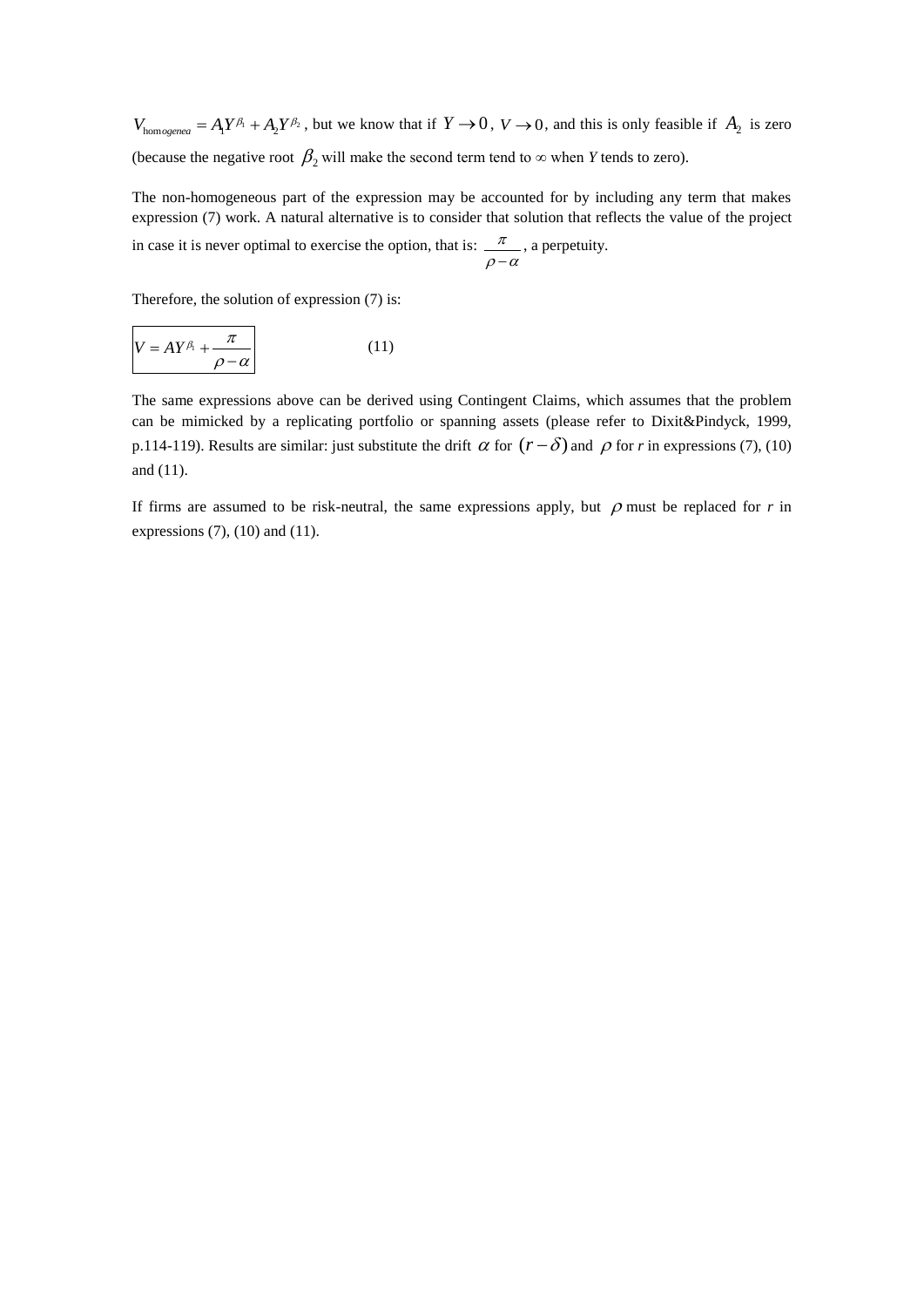$V_{\text{homogenea}} = A_1 Y^{\beta_1} + A_2 Y^{\beta_2}$, but we know that if $Y \to 0$, $V \to 0$, and this is only feasible if $A_2$ is zero (because the negative root $\beta_2$ will make the second term tend to $\infty$ when *Y* tends to zero).

The non-homogeneous part of the expression may be accounted for by including any term that makes expression (7) work. A natural alternative is to consider that solution that reflects the value of the project in case it is never optimal to exercise the option, that is: $\frac{\pi}{\rho - \alpha}$, a perpetuity.

Therefore, the solution of expression (7) is:

$$V = AY^{\beta_1} + \frac{\pi}{\rho - \alpha} \qquad (11)$$

The same expressions above can be derived using Contingent Claims, which assumes that the problem can be mimicked by a replicating portfolio or spanning assets (please refer to Dixit&Pindyck, 1999, p.114-119). Results are similar: just substitute the drift $\alpha$ for $(r - \delta)$ and $\rho$ for *r* in expressions (7), (10) and (11).

If firms are assumed to be risk-neutral, the same expressions apply, but $\rho$ must be replaced for *r* in expressions (7), (10) and (11).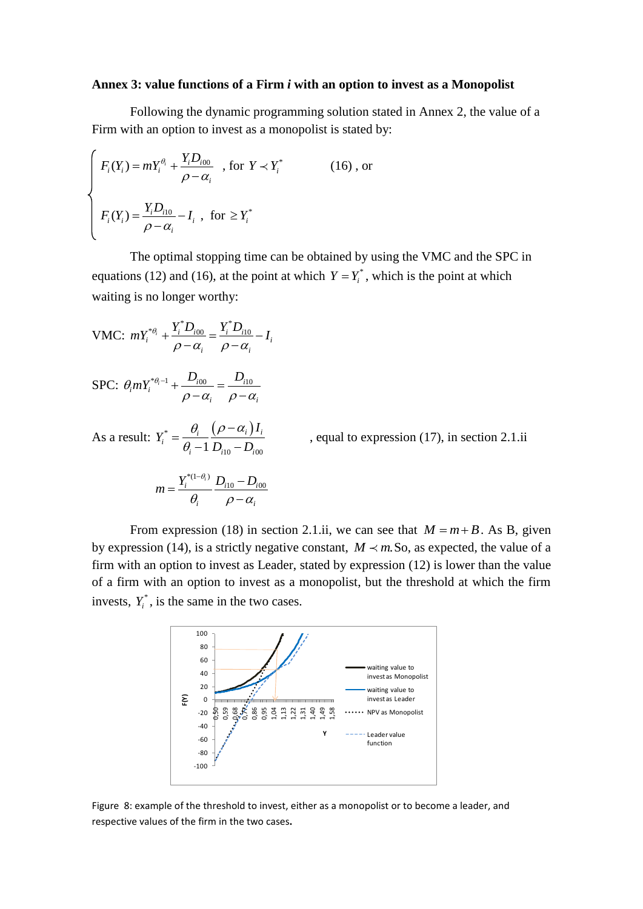**Annex 3: value functions of a Firm *i* with an option to invest as a Monopolist**

Following the dynamic programming solution stated in Annex 2, the value of a Firm with an option to invest as a monopolist is stated by:

$$
\begin{cases}
F_i(Y_i) = mY_i^{\theta_i} + \dfrac{Y_i D_{i00}}{\rho - \alpha_i} \quad \text{, for } Y \prec Y_i^* & (16) \text{ , or} \\[2ex]
F_i(Y_i) = \dfrac{Y_i D_{i10}}{\rho - \alpha_i} - I_i \text{ , for } \geq Y_i^*
\end{cases}
$$

The optimal stopping time can be obtained by using the VMC and the SPC in equations (12) and (16), at the point at which $Y = Y_i^*$, which is the point at which waiting is no longer worthy:

VMC: $mY_i^{*\theta_i} + \dfrac{Y_i^* D_{i00}}{\rho - \alpha_i} = \dfrac{Y_i^* D_{i10}}{\rho - \alpha_i} - I_i$

SPC: $\theta_i m Y_i^{*\theta_i - 1} + \dfrac{D_{i00}}{\rho - \alpha_i} = \dfrac{D_{i10}}{\rho - \alpha_i}$

As a result: $Y_i^* = \dfrac{\theta_i}{\theta_i - 1} \dfrac{(\rho - \alpha_i) I_i}{D_{i10} - D_{i00}}$, equal to expression (17), in section 2.1.ii

$$m = \frac{Y_i^{*(1-\theta_i)}}{\theta_i} \frac{D_{i10} - D_{i00}}{\rho - \alpha_i}$$

From expression (18) in section 2.1.ii, we can see that $M = m + B$. As B, given by expression (14), is a strictly negative constant, $M \prec m$. So, as expected, the value of a firm with an option to invest as Leader, stated by expression (12) is lower than the value of a firm with an option to invest as a monopolist, but the threshold at which the firm invests, $Y_i^*$, is the same in the two cases.

Figure 8: example of the threshold to invest, either as a monopolist or to become a leader, and respective values of the firm in the two cases.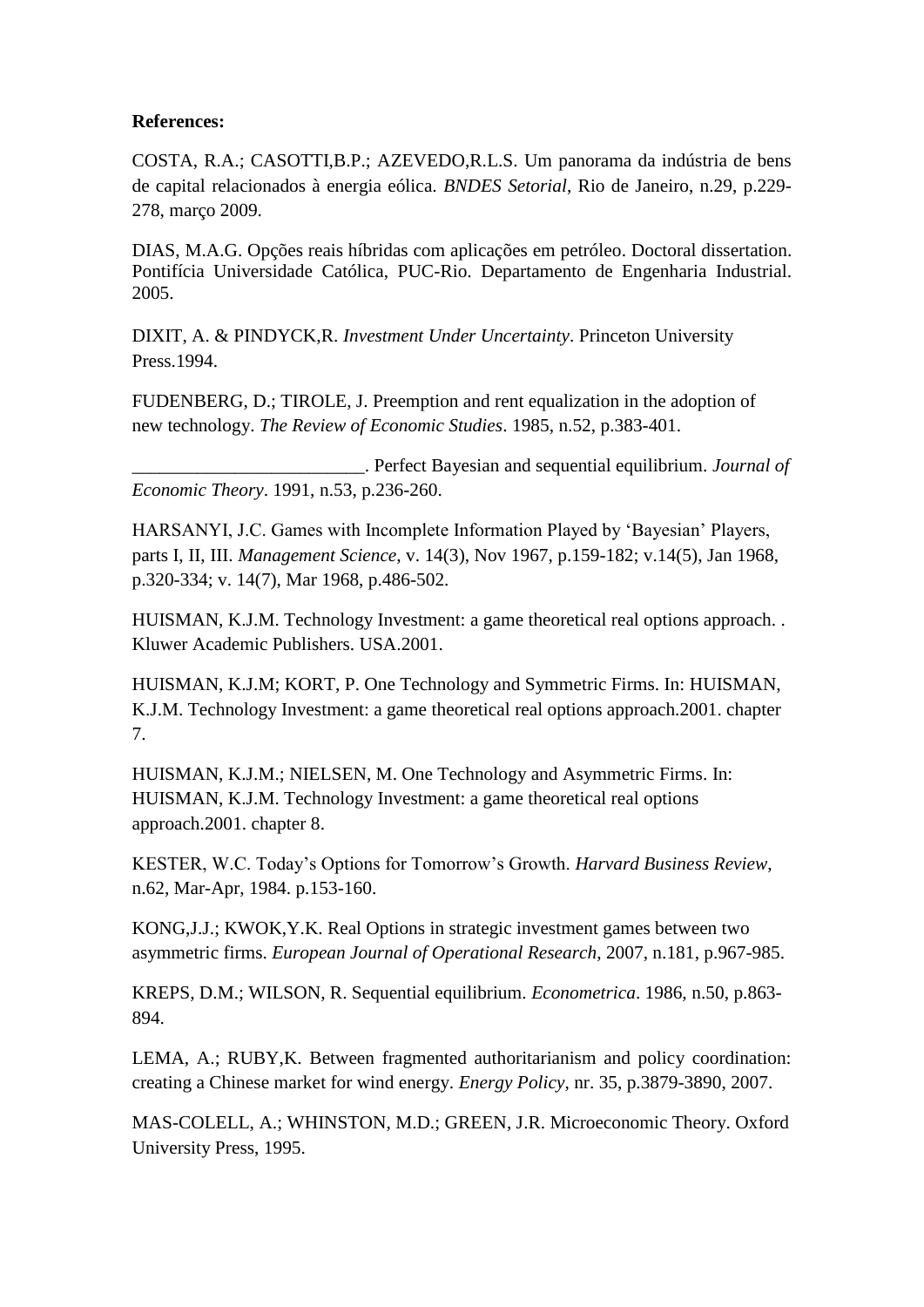**References:**

COSTA, R.A.; CASOTTI,B.P.; AZEVEDO,R.L.S. Um panorama da indústria de bens de capital relacionados à energia eólica. *BNDES Setorial*, Rio de Janeiro, n.29, p.229-278, março 2009.

DIAS, M.A.G. Opções reais híbridas com aplicações em petróleo. Doctoral dissertation. Pontifícia Universidade Católica, PUC-Rio. Departamento de Engenharia Industrial. 2005.

DIXIT, A. & PINDYCK,R. *Investment Under Uncertainty*. Princeton University Press.1994.

FUDENBERG, D.; TIROLE, J. Preemption and rent equalization in the adoption of new technology. *The Review of Economic Studies*. 1985, n.52, p.383-401.

________________________. Perfect Bayesian and sequential equilibrium. *Journal of Economic Theory*. 1991, n.53, p.236-260.

HARSANYI, J.C. Games with Incomplete Information Played by 'Bayesian' Players, parts I, II, III. *Management Science*, v. 14(3), Nov 1967, p.159-182; v.14(5), Jan 1968, p.320-334; v. 14(7), Mar 1968, p.486-502.

HUISMAN, K.J.M. Technology Investment: a game theoretical real options approach. . Kluwer Academic Publishers. USA.2001.

HUISMAN, K.J.M; KORT, P. One Technology and Symmetric Firms. In: HUISMAN, K.J.M. Technology Investment: a game theoretical real options approach.2001. chapter 7.

HUISMAN, K.J.M.; NIELSEN, M. One Technology and Asymmetric Firms. In: HUISMAN, K.J.M. Technology Investment: a game theoretical real options approach.2001. chapter 8.

KESTER, W.C. Today's Options for Tomorrow's Growth. *Harvard Business Review*, n.62, Mar-Apr, 1984. p.153-160.

KONG,J.J.; KWOK,Y.K. Real Options in strategic investment games between two asymmetric firms. *European Journal of Operational Research*, 2007, n.181, p.967-985.

KREPS, D.M.; WILSON, R. Sequential equilibrium. *Econometrica*. 1986, n.50, p.863-894.

LEMA, A.; RUBY,K. Between fragmented authoritarianism and policy coordination: creating a Chinese market for wind energy. *Energy Policy*, nr. 35, p.3879-3890, 2007.

MAS-COLELL, A.; WHINSTON, M.D.; GREEN, J.R. Microeconomic Theory. Oxford University Press, 1995.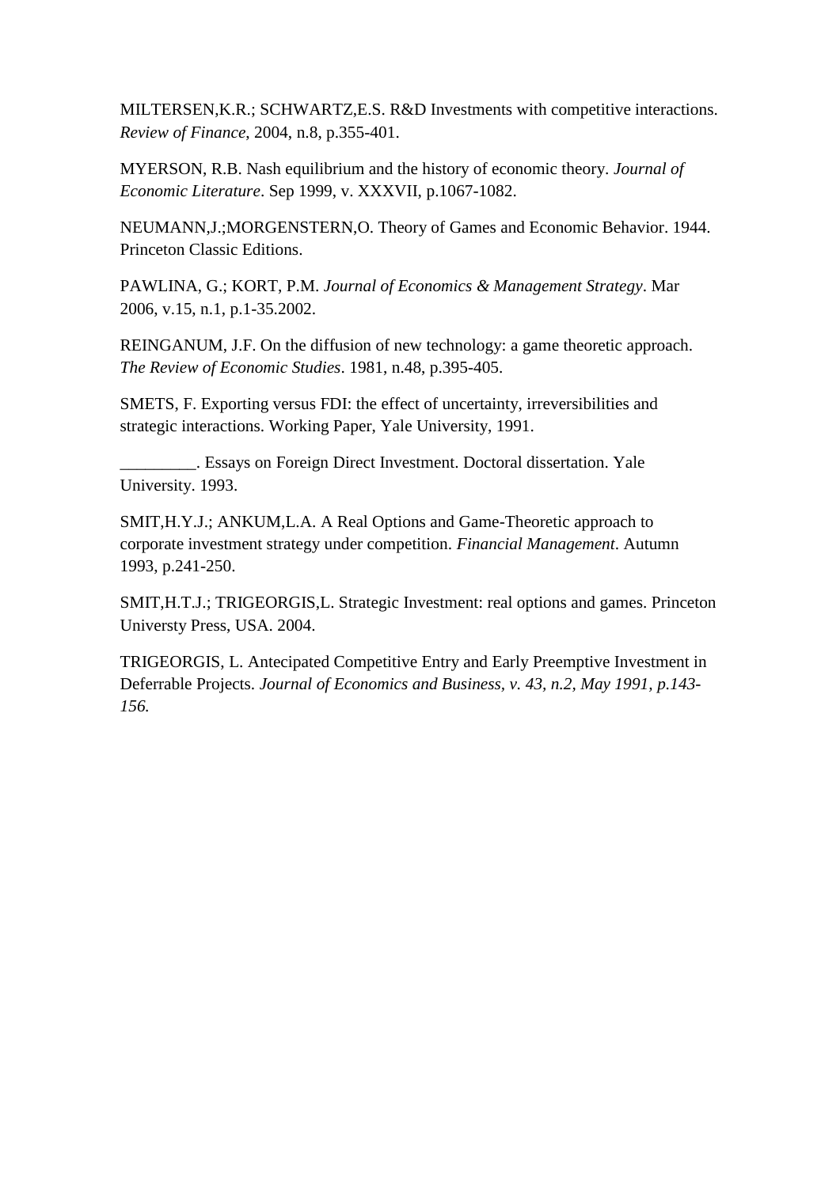MILTERSEN,K.R.; SCHWARTZ,E.S. R&D Investments with competitive interactions. *Review of Finance*, 2004, n.8, p.355-401.

MYERSON, R.B. Nash equilibrium and the history of economic theory. *Journal of Economic Literature*. Sep 1999, v. XXXVII, p.1067-1082.

NEUMANN,J.;MORGENSTERN,O. Theory of Games and Economic Behavior. 1944. Princeton Classic Editions.

PAWLINA, G.; KORT, P.M. *Journal of Economics & Management Strategy*. Mar 2006, v.15, n.1, p.1-35.2002.

REINGANUM, J.F. On the diffusion of new technology: a game theoretic approach. *The Review of Economic Studies*. 1981, n.48, p.395-405.

SMETS, F. Exporting versus FDI: the effect of uncertainty, irreversibilities and strategic interactions. Working Paper, Yale University, 1991.

_________. Essays on Foreign Direct Investment. Doctoral dissertation. Yale University. 1993.

SMIT,H.Y.J.; ANKUM,L.A. A Real Options and Game-Theoretic approach to corporate investment strategy under competition. *Financial Management*. Autumn 1993, p.241-250.

SMIT,H.T.J.; TRIGEORGIS,L. Strategic Investment: real options and games. Princeton Universty Press, USA. 2004.

TRIGEORGIS, L. Antecipated Competitive Entry and Early Preemptive Investment in Deferrable Projects. *Journal of Economics and Business, v. 43, n.2, May 1991, p.143-156.*